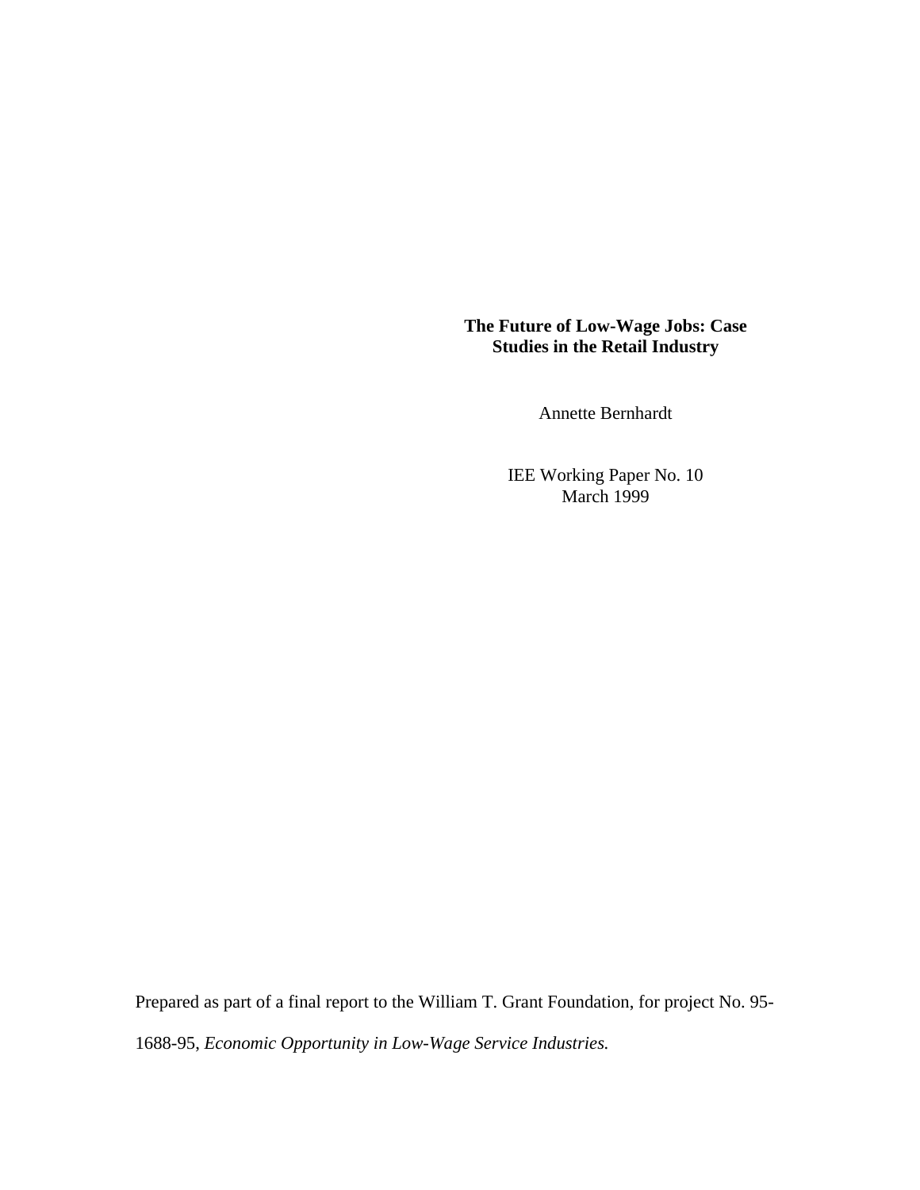# The Future of Low-Wage Jobs: Case Studies in the Retail Industry

Annette Bernhardt

IEE Working Paper No. 10
March 1999

Prepared as part of a final report to the William T. Grant Foundation, for project No. 95-1688-95, *Economic Opportunity in Low-Wage Service Industries.*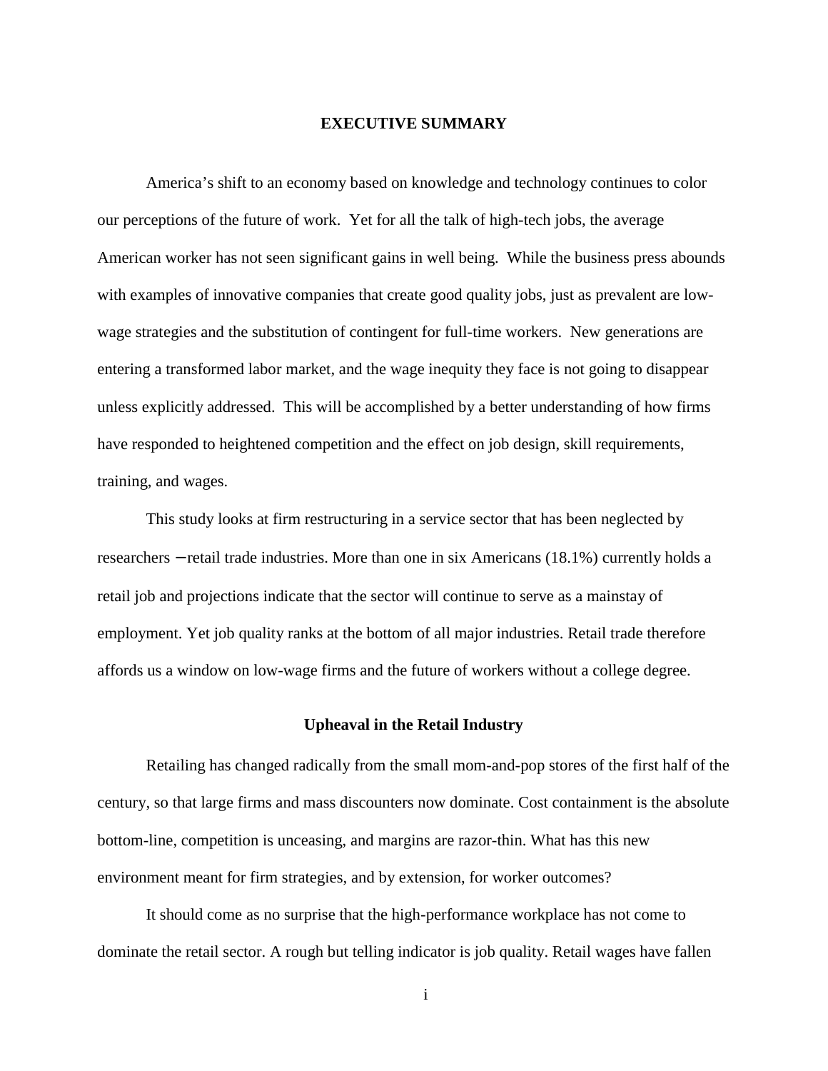## EXECUTIVE SUMMARY

America's shift to an economy based on knowledge and technology continues to color our perceptions of the future of work. Yet for all the talk of high-tech jobs, the average American worker has not seen significant gains in well being. While the business press abounds with examples of innovative companies that create good quality jobs, just as prevalent are low-wage strategies and the substitution of contingent for full-time workers. New generations are entering a transformed labor market, and the wage inequity they face is not going to disappear unless explicitly addressed. This will be accomplished by a better understanding of how firms have responded to heightened competition and the effect on job design, skill requirements, training, and wages.

This study looks at firm restructuring in a service sector that has been neglected by researchers – retail trade industries. More than one in six Americans (18.1%) currently holds a retail job and projections indicate that the sector will continue to serve as a mainstay of employment. Yet job quality ranks at the bottom of all major industries. Retail trade therefore affords us a window on low-wage firms and the future of workers without a college degree.

### Upheaval in the Retail Industry

Retailing has changed radically from the small mom-and-pop stores of the first half of the century, so that large firms and mass discounters now dominate. Cost containment is the absolute bottom-line, competition is unceasing, and margins are razor-thin. What has this new environment meant for firm strategies, and by extension, for worker outcomes?

It should come as no surprise that the high-performance workplace has not come to dominate the retail sector. A rough but telling indicator is job quality. Retail wages have fallen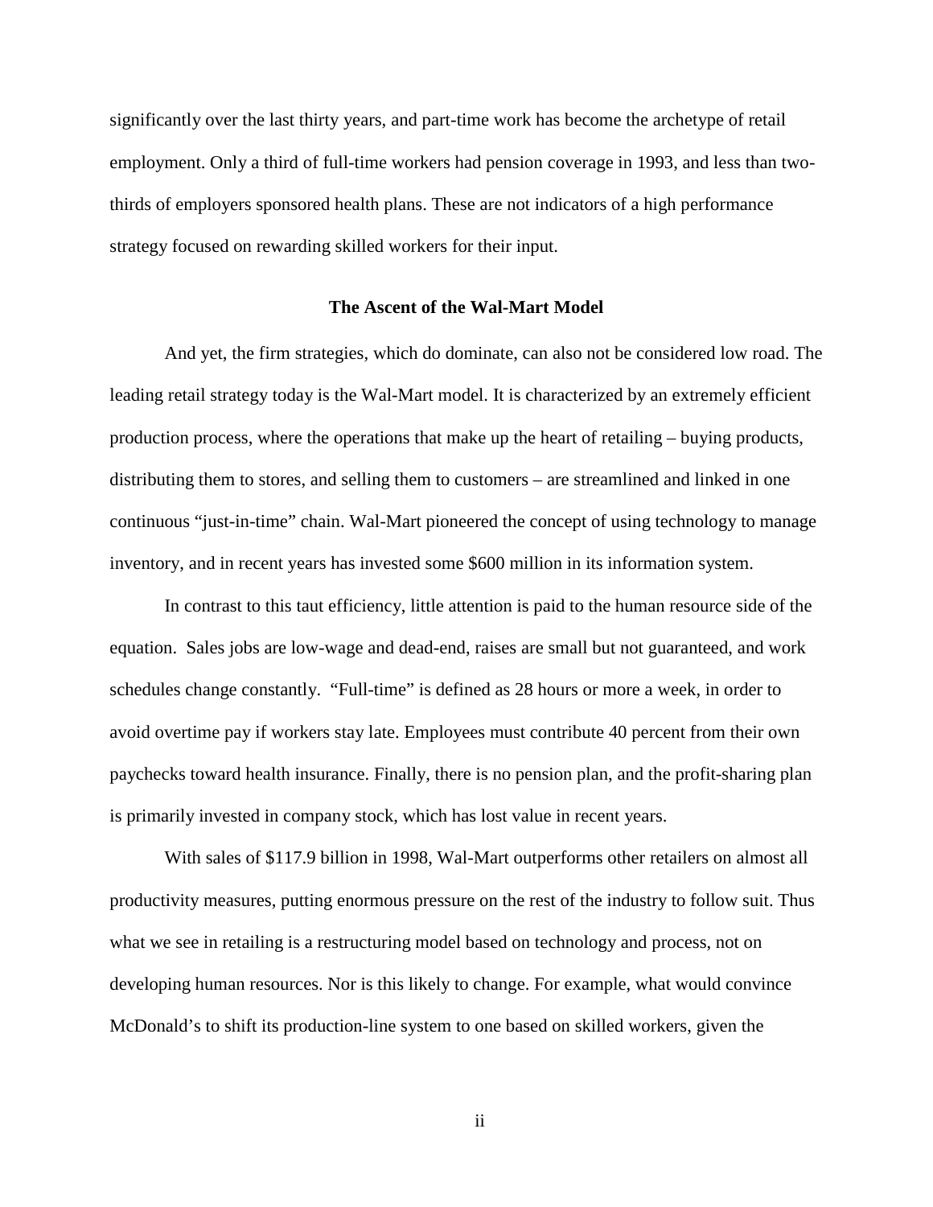significantly over the last thirty years, and part-time work has become the archetype of retail employment. Only a third of full-time workers had pension coverage in 1993, and less than two-thirds of employers sponsored health plans. These are not indicators of a high performance strategy focused on rewarding skilled workers for their input.

### The Ascent of the Wal-Mart Model

And yet, the firm strategies, which do dominate, can also not be considered low road. The leading retail strategy today is the Wal-Mart model. It is characterized by an extremely efficient production process, where the operations that make up the heart of retailing – buying products, distributing them to stores, and selling them to customers – are streamlined and linked in one continuous "just-in-time" chain. Wal-Mart pioneered the concept of using technology to manage inventory, and in recent years has invested some $600 million in its information system.

In contrast to this taut efficiency, little attention is paid to the human resource side of the equation. Sales jobs are low-wage and dead-end, raises are small but not guaranteed, and work schedules change constantly. "Full-time" is defined as 28 hours or more a week, in order to avoid overtime pay if workers stay late. Employees must contribute 40 percent from their own paychecks toward health insurance. Finally, there is no pension plan, and the profit-sharing plan is primarily invested in company stock, which has lost value in recent years.

With sales of $117.9 billion in 1998, Wal-Mart outperforms other retailers on almost all productivity measures, putting enormous pressure on the rest of the industry to follow suit. Thus what we see in retailing is a restructuring model based on technology and process, not on developing human resources. Nor is this likely to change. For example, what would convince McDonald's to shift its production-line system to one based on skilled workers, given the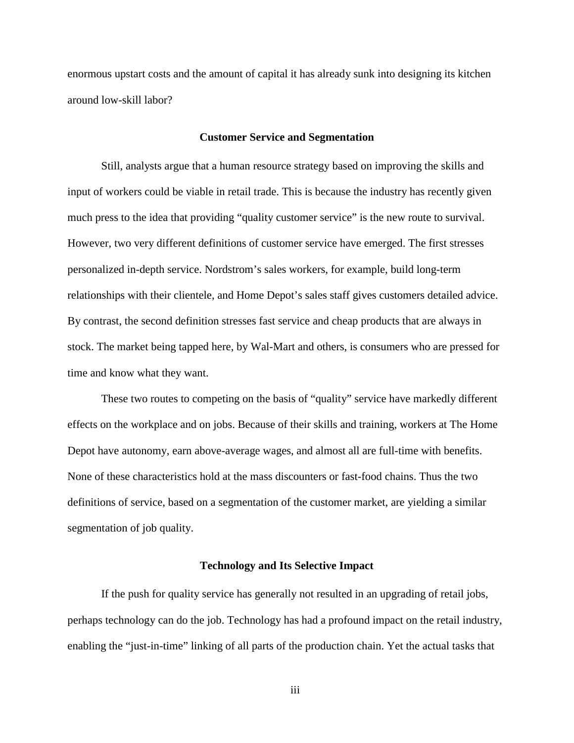enormous upstart costs and the amount of capital it has already sunk into designing its kitchen around low-skill labor?

## Customer Service and Segmentation

Still, analysts argue that a human resource strategy based on improving the skills and input of workers could be viable in retail trade. This is because the industry has recently given much press to the idea that providing "quality customer service" is the new route to survival. However, two very different definitions of customer service have emerged. The first stresses personalized in-depth service. Nordstrom's sales workers, for example, build long-term relationships with their clientele, and Home Depot's sales staff gives customers detailed advice. By contrast, the second definition stresses fast service and cheap products that are always in stock. The market being tapped here, by Wal-Mart and others, is consumers who are pressed for time and know what they want.

These two routes to competing on the basis of "quality" service have markedly different effects on the workplace and on jobs. Because of their skills and training, workers at The Home Depot have autonomy, earn above-average wages, and almost all are full-time with benefits. None of these characteristics hold at the mass discounters or fast-food chains. Thus the two definitions of service, based on a segmentation of the customer market, are yielding a similar segmentation of job quality.

## Technology and Its Selective Impact

If the push for quality service has generally not resulted in an upgrading of retail jobs, perhaps technology can do the job. Technology has had a profound impact on the retail industry, enabling the "just-in-time" linking of all parts of the production chain. Yet the actual tasks that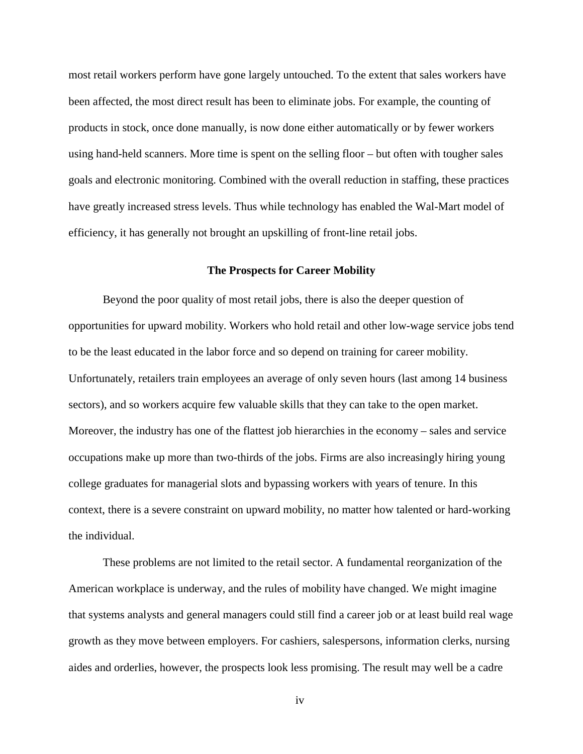most retail workers perform have gone largely untouched. To the extent that sales workers have been affected, the most direct result has been to eliminate jobs. For example, the counting of products in stock, once done manually, is now done either automatically or by fewer workers using hand-held scanners. More time is spent on the selling floor – but often with tougher sales goals and electronic monitoring. Combined with the overall reduction in staffing, these practices have greatly increased stress levels. Thus while technology has enabled the Wal-Mart model of efficiency, it has generally not brought an upskilling of front-line retail jobs.

## The Prospects for Career Mobility

Beyond the poor quality of most retail jobs, there is also the deeper question of opportunities for upward mobility. Workers who hold retail and other low-wage service jobs tend to be the least educated in the labor force and so depend on training for career mobility. Unfortunately, retailers train employees an average of only seven hours (last among 14 business sectors), and so workers acquire few valuable skills that they can take to the open market. Moreover, the industry has one of the flattest job hierarchies in the economy – sales and service occupations make up more than two-thirds of the jobs. Firms are also increasingly hiring young college graduates for managerial slots and bypassing workers with years of tenure. In this context, there is a severe constraint on upward mobility, no matter how talented or hard-working the individual.

These problems are not limited to the retail sector. A fundamental reorganization of the American workplace is underway, and the rules of mobility have changed. We might imagine that systems analysts and general managers could still find a career job or at least build real wage growth as they move between employers. For cashiers, salespersons, information clerks, nursing aides and orderlies, however, the prospects look less promising. The result may well be a cadre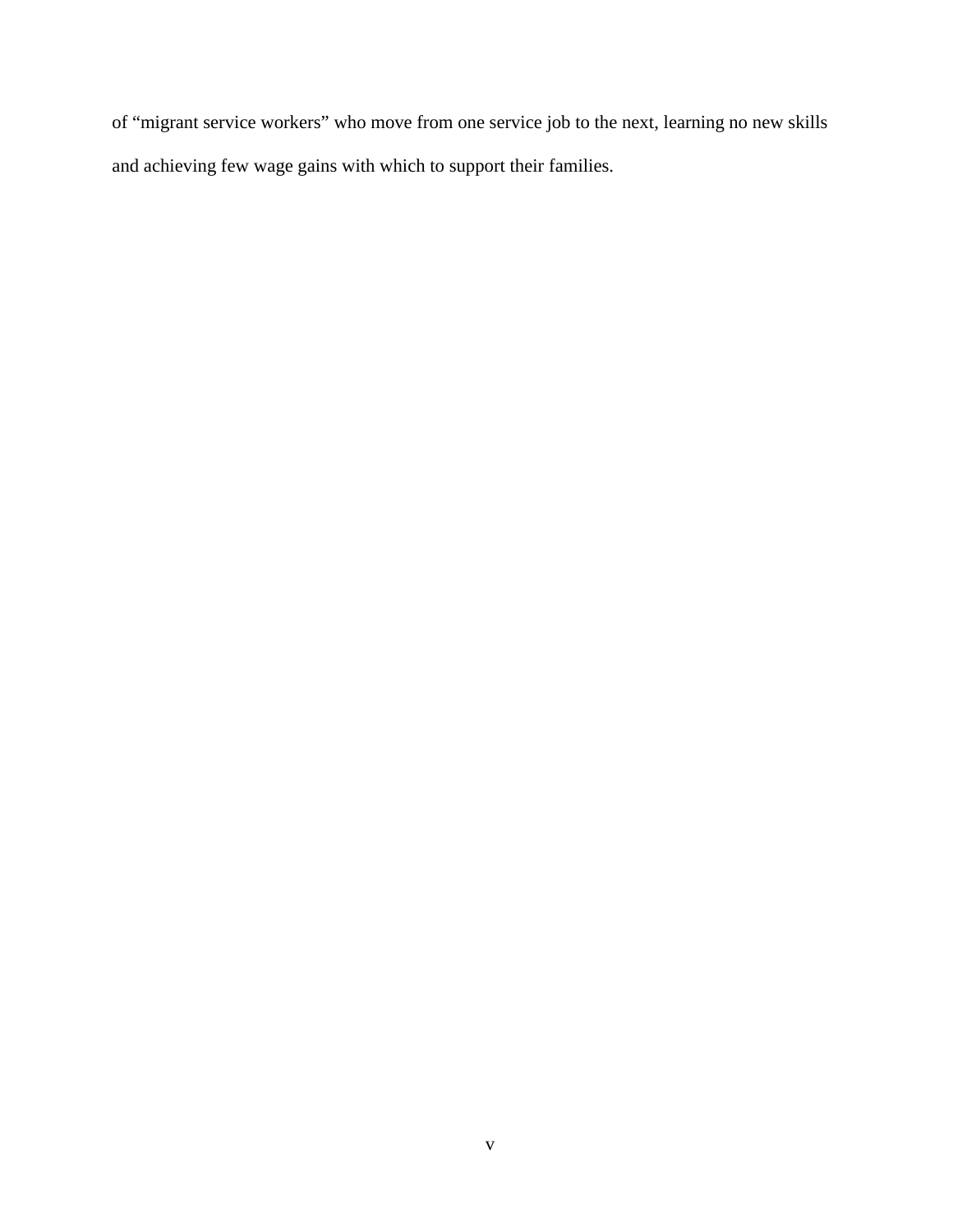of “migrant service workers” who move from one service job to the next, learning no new skills and achieving few wage gains with which to support their families.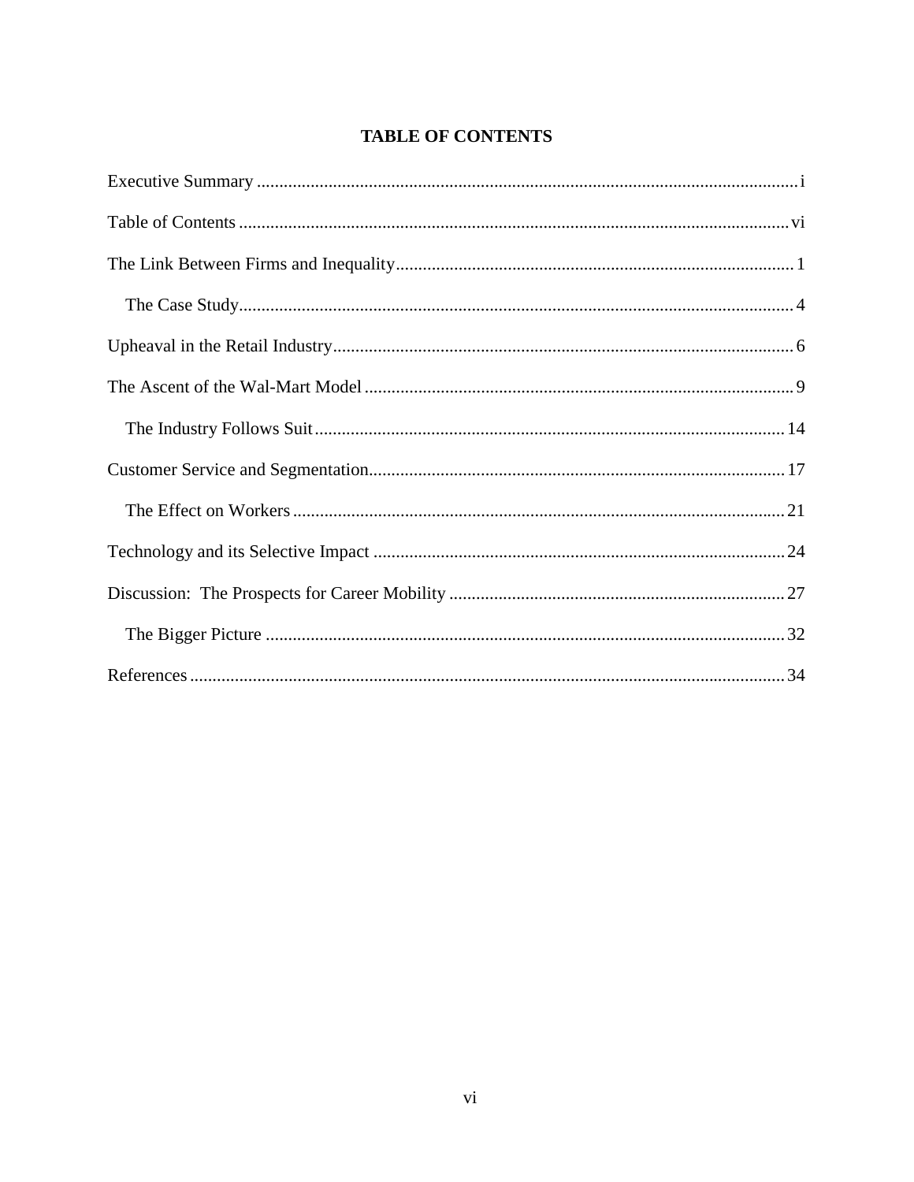# TABLE OF CONTENTS

Executive Summary ............................................................ i

Table of Contents ............................................................ vi

The Link Between Firms and Inequality ............................................................ 1

- The Case Study ............................................................ 4

Upheaval in the Retail Industry ............................................................ 6

The Ascent of the Wal-Mart Model ............................................................ 9

- The Industry Follows Suit ............................................................ 14

Customer Service and Segmentation ............................................................ 17

- The Effect on Workers ............................................................ 21

Technology and its Selective Impact ............................................................ 24

Discussion: The Prospects for Career Mobility ............................................................ 27

- The Bigger Picture ............................................................ 32

References ............................................................ 34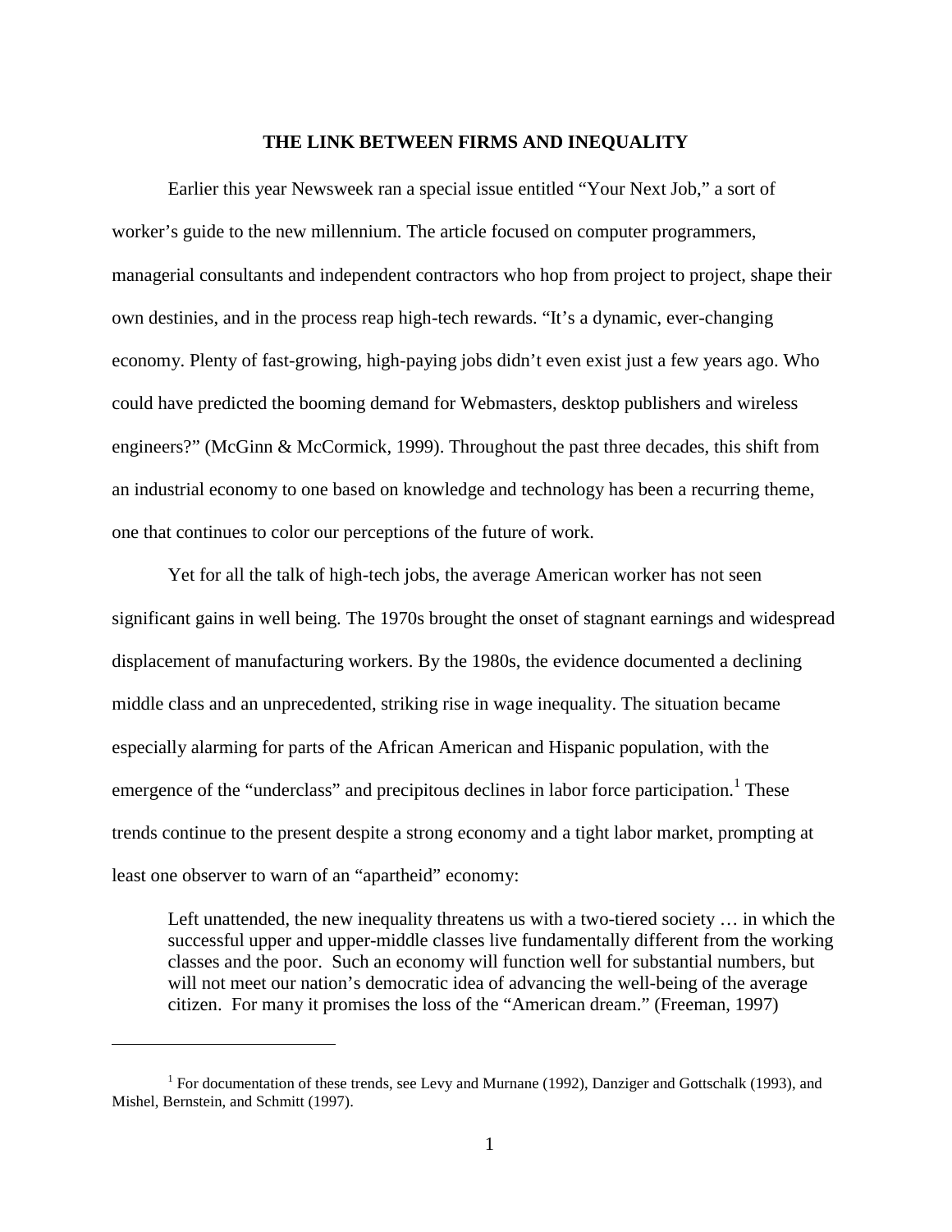## THE LINK BETWEEN FIRMS AND INEQUALITY

Earlier this year Newsweek ran a special issue entitled "Your Next Job," a sort of worker's guide to the new millennium. The article focused on computer programmers, managerial consultants and independent contractors who hop from project to project, shape their own destinies, and in the process reap high-tech rewards. "It's a dynamic, ever-changing economy. Plenty of fast-growing, high-paying jobs didn't even exist just a few years ago. Who could have predicted the booming demand for Webmasters, desktop publishers and wireless engineers?" (McGinn & McCormick, 1999). Throughout the past three decades, this shift from an industrial economy to one based on knowledge and technology has been a recurring theme, one that continues to color our perceptions of the future of work.

Yet for all the talk of high-tech jobs, the average American worker has not seen significant gains in well being. The 1970s brought the onset of stagnant earnings and widespread displacement of manufacturing workers. By the 1980s, the evidence documented a declining middle class and an unprecedented, striking rise in wage inequality. The situation became especially alarming for parts of the African American and Hispanic population, with the emergence of the "underclass" and precipitous declines in labor force participation.[1] These trends continue to the present despite a strong economy and a tight labor market, prompting at least one observer to warn of an "apartheid" economy:

> Left unattended, the new inequality threatens us with a two-tiered society … in which the successful upper and upper-middle classes live fundamentally different from the working classes and the poor. Such an economy will function well for substantial numbers, but will not meet our nation's democratic idea of advancing the well-being of the average citizen. For many it promises the loss of the "American dream." (Freeman, 1997)

---

[1] For documentation of these trends, see Levy and Murnane (1992), Danziger and Gottschalk (1993), and Mishel, Bernstein, and Schmitt (1997).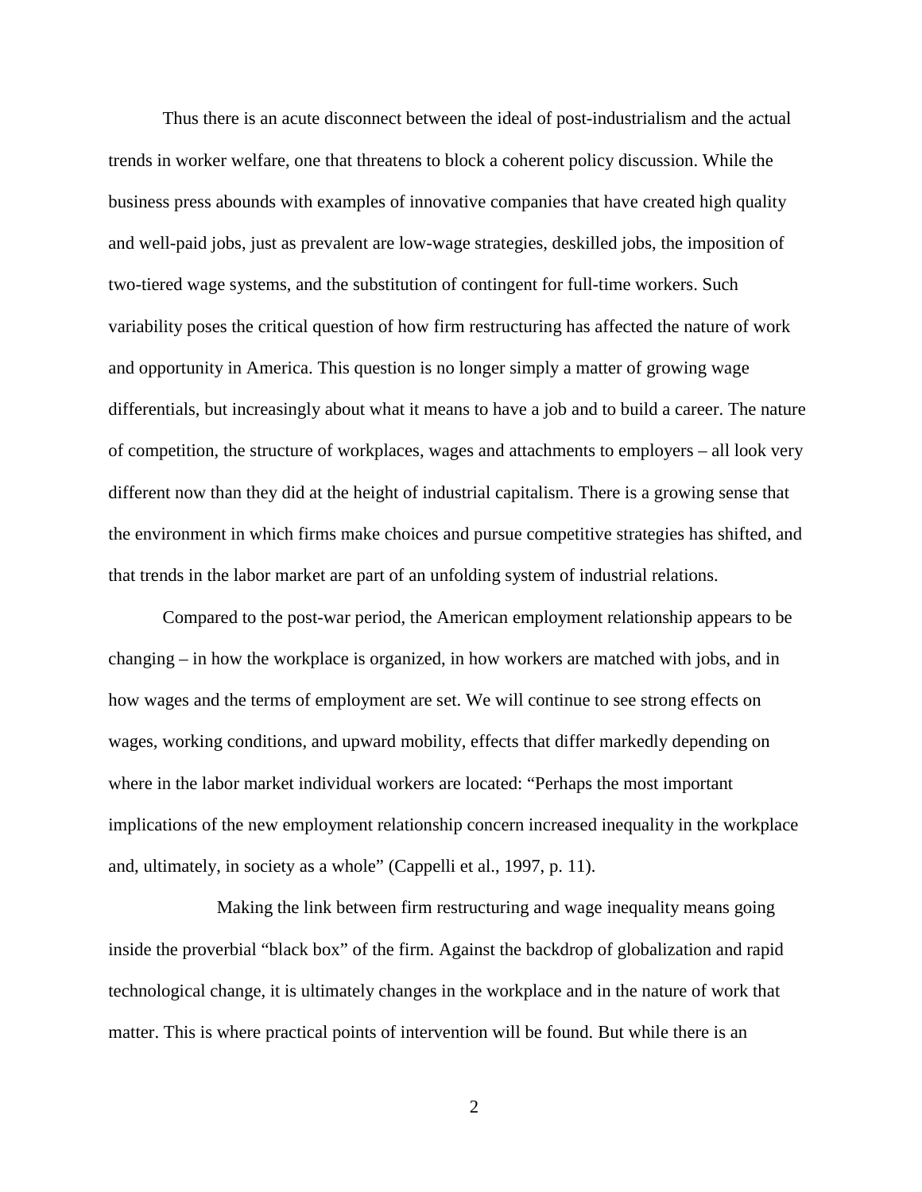Thus there is an acute disconnect between the ideal of post-industrialism and the actual trends in worker welfare, one that threatens to block a coherent policy discussion. While the business press abounds with examples of innovative companies that have created high quality and well-paid jobs, just as prevalent are low-wage strategies, deskilled jobs, the imposition of two-tiered wage systems, and the substitution of contingent for full-time workers. Such variability poses the critical question of how firm restructuring has affected the nature of work and opportunity in America. This question is no longer simply a matter of growing wage differentials, but increasingly about what it means to have a job and to build a career. The nature of competition, the structure of workplaces, wages and attachments to employers – all look very different now than they did at the height of industrial capitalism. There is a growing sense that the environment in which firms make choices and pursue competitive strategies has shifted, and that trends in the labor market are part of an unfolding system of industrial relations.

Compared to the post-war period, the American employment relationship appears to be changing – in how the workplace is organized, in how workers are matched with jobs, and in how wages and the terms of employment are set. We will continue to see strong effects on wages, working conditions, and upward mobility, effects that differ markedly depending on where in the labor market individual workers are located: "Perhaps the most important implications of the new employment relationship concern increased inequality in the workplace and, ultimately, in society as a whole" (Cappelli et al., 1997, p. 11).

Making the link between firm restructuring and wage inequality means going inside the proverbial "black box" of the firm. Against the backdrop of globalization and rapid technological change, it is ultimately changes in the workplace and in the nature of work that matter. This is where practical points of intervention will be found. But while there is an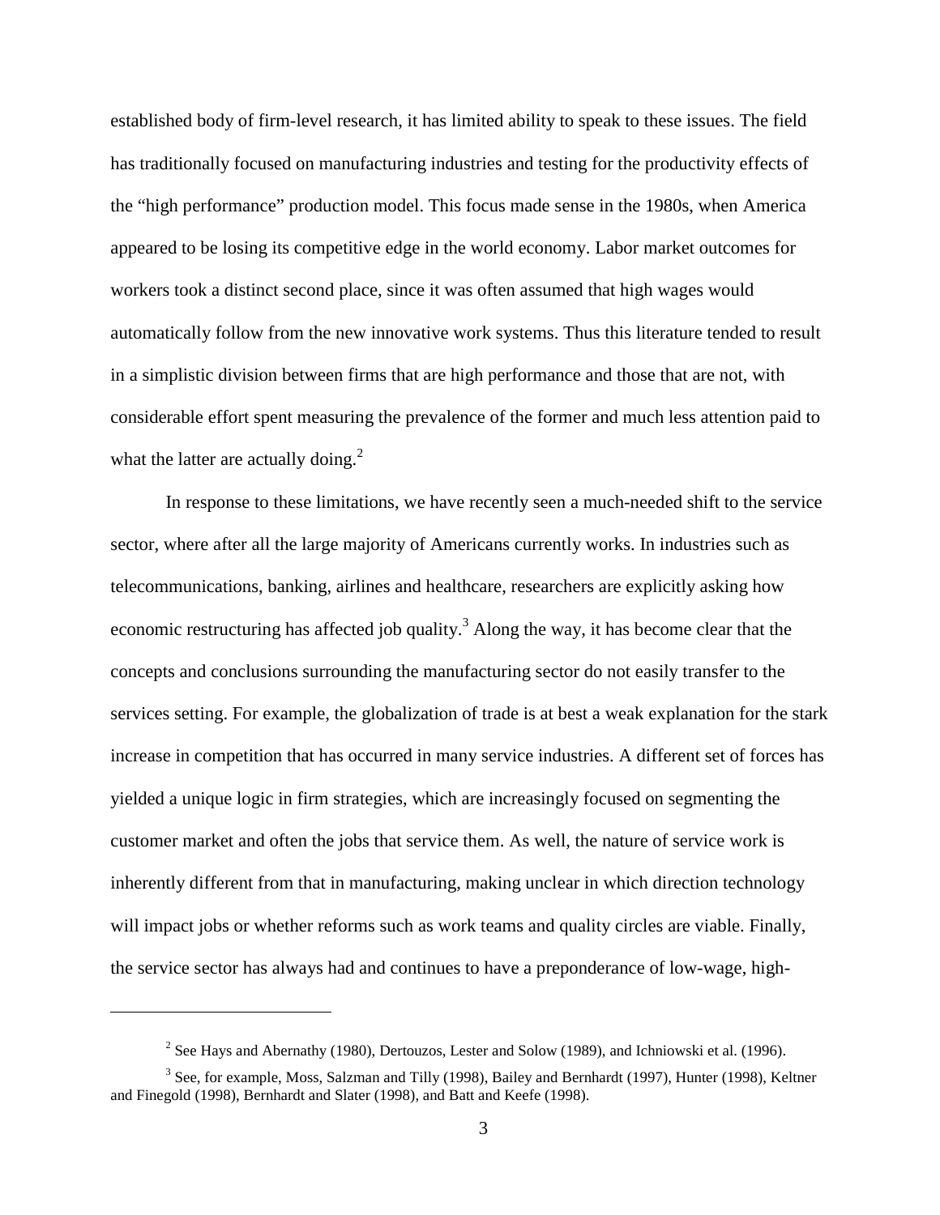established body of firm-level research, it has limited ability to speak to these issues. The field has traditionally focused on manufacturing industries and testing for the productivity effects of the "high performance" production model. This focus made sense in the 1980s, when America appeared to be losing its competitive edge in the world economy. Labor market outcomes for workers took a distinct second place, since it was often assumed that high wages would automatically follow from the new innovative work systems. Thus this literature tended to result in a simplistic division between firms that are high performance and those that are not, with considerable effort spent measuring the prevalence of the former and much less attention paid to what the latter are actually doing.[2]

In response to these limitations, we have recently seen a much-needed shift to the service sector, where after all the large majority of Americans currently works. In industries such as telecommunications, banking, airlines and healthcare, researchers are explicitly asking how economic restructuring has affected job quality.[3] Along the way, it has become clear that the concepts and conclusions surrounding the manufacturing sector do not easily transfer to the services setting. For example, the globalization of trade is at best a weak explanation for the stark increase in competition that has occurred in many service industries. A different set of forces has yielded a unique logic in firm strategies, which are increasingly focused on segmenting the customer market and often the jobs that service them. As well, the nature of service work is inherently different from that in manufacturing, making unclear in which direction technology will impact jobs or whether reforms such as work teams and quality circles are viable. Finally, the service sector has always had and continues to have a preponderance of low-wage, high-

---

[2] See Hays and Abernathy (1980), Dertouzos, Lester and Solow (1989), and Ichniowski et al. (1996).

[3] See, for example, Moss, Salzman and Tilly (1998), Bailey and Bernhardt (1997), Hunter (1998), Keltner and Finegold (1998), Bernhardt and Slater (1998), and Batt and Keefe (1998).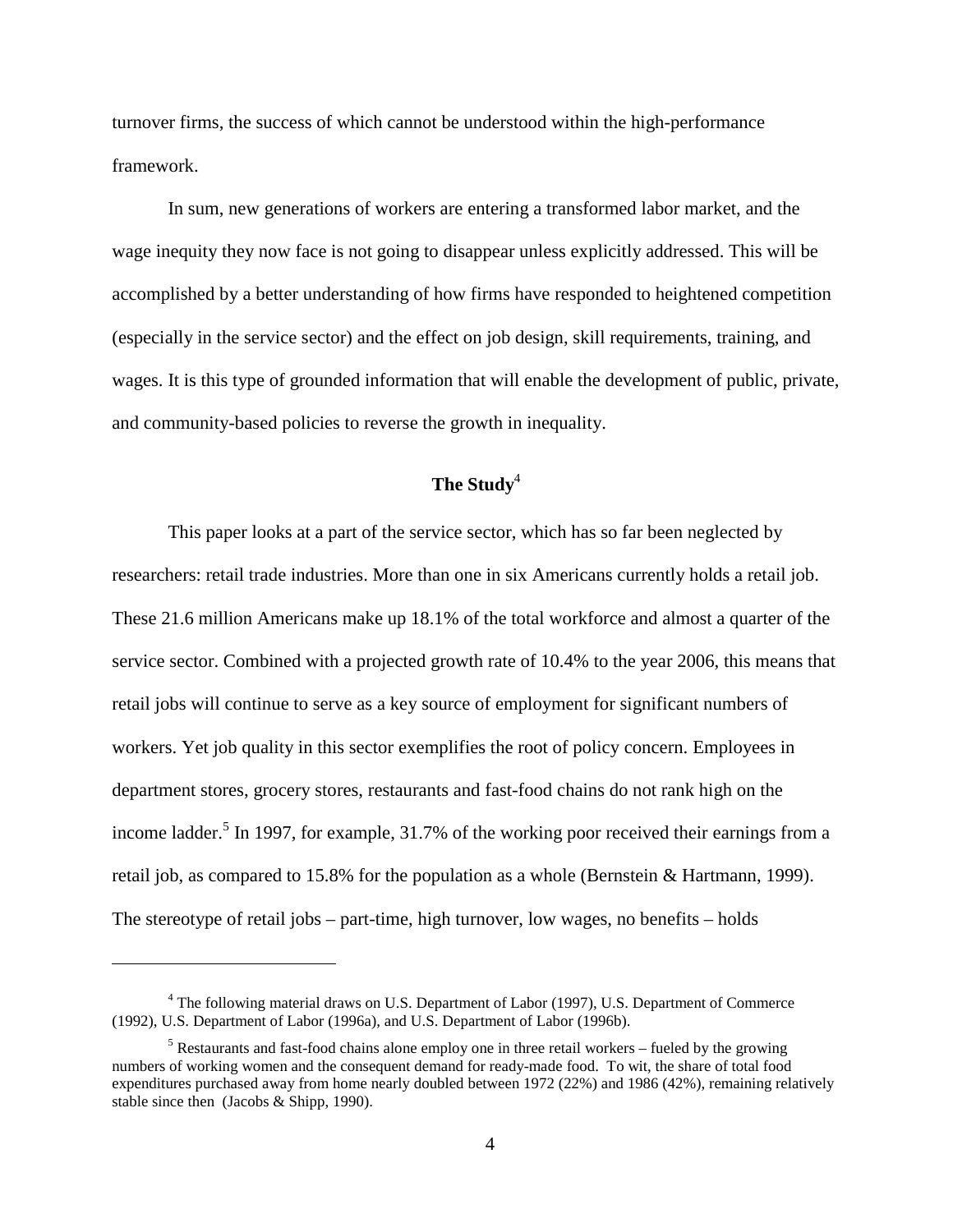turnover firms, the success of which cannot be understood within the high-performance framework.

In sum, new generations of workers are entering a transformed labor market, and the wage inequity they now face is not going to disappear unless explicitly addressed. This will be accomplished by a better understanding of how firms have responded to heightened competition (especially in the service sector) and the effect on job design, skill requirements, training, and wages. It is this type of grounded information that will enable the development of public, private, and community-based policies to reverse the growth in inequality.

## The Study[4]

This paper looks at a part of the service sector, which has so far been neglected by researchers: retail trade industries. More than one in six Americans currently holds a retail job. These 21.6 million Americans make up 18.1% of the total workforce and almost a quarter of the service sector. Combined with a projected growth rate of 10.4% to the year 2006, this means that retail jobs will continue to serve as a key source of employment for significant numbers of workers. Yet job quality in this sector exemplifies the root of policy concern. Employees in department stores, grocery stores, restaurants and fast-food chains do not rank high on the income ladder.[5] In 1997, for example, 31.7% of the working poor received their earnings from a retail job, as compared to 15.8% for the population as a whole (Bernstein & Hartmann, 1999). The stereotype of retail jobs – part-time, high turnover, low wages, no benefits – holds

---

[4] The following material draws on U.S. Department of Labor (1997), U.S. Department of Commerce (1992), U.S. Department of Labor (1996a), and U.S. Department of Labor (1996b).

[5] Restaurants and fast-food chains alone employ one in three retail workers – fueled by the growing numbers of working women and the consequent demand for ready-made food. To wit, the share of total food expenditures purchased away from home nearly doubled between 1972 (22%) and 1986 (42%), remaining relatively stable since then (Jacobs & Shipp, 1990).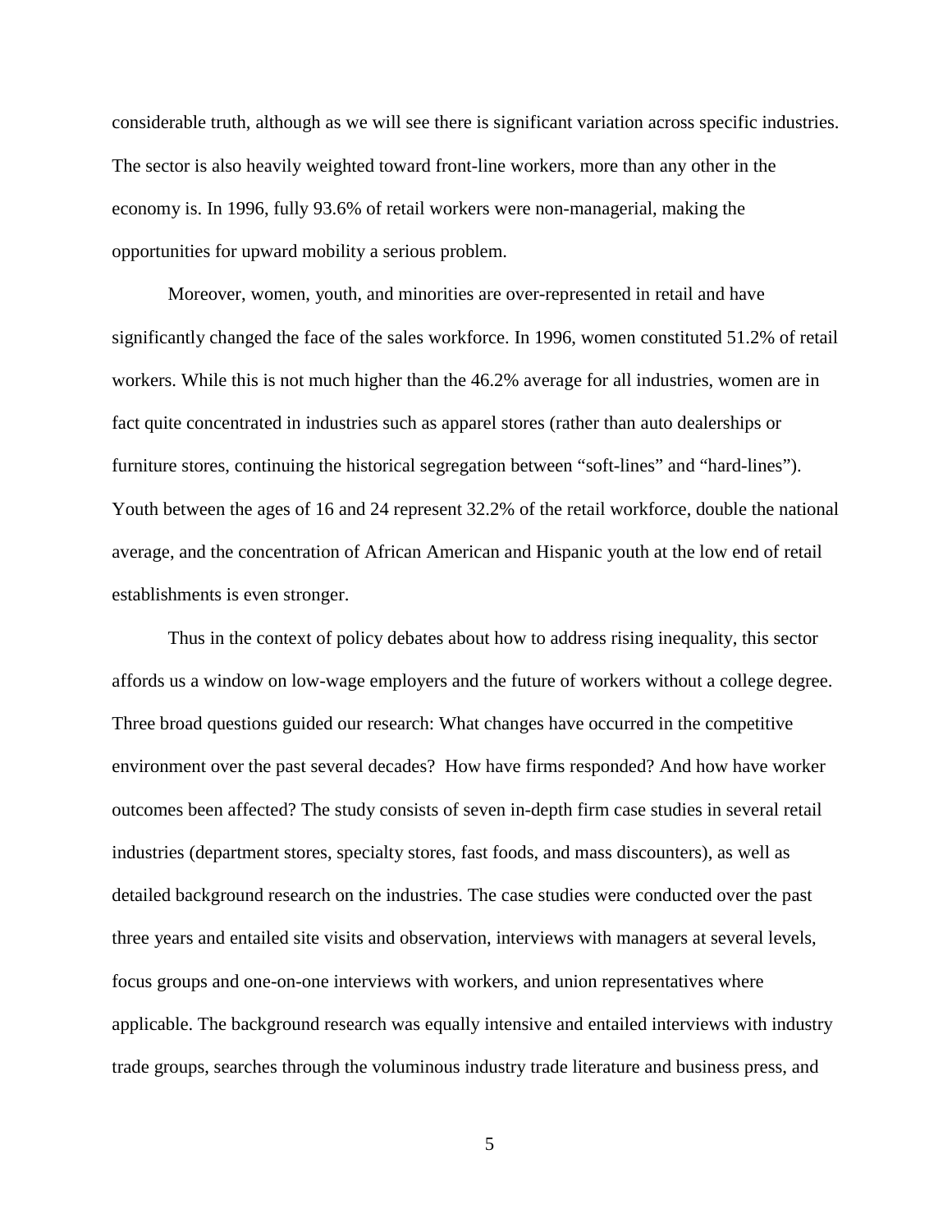considerable truth, although as we will see there is significant variation across specific industries. The sector is also heavily weighted toward front-line workers, more than any other in the economy is. In 1996, fully 93.6% of retail workers were non-managerial, making the opportunities for upward mobility a serious problem.

Moreover, women, youth, and minorities are over-represented in retail and have significantly changed the face of the sales workforce. In 1996, women constituted 51.2% of retail workers. While this is not much higher than the 46.2% average for all industries, women are in fact quite concentrated in industries such as apparel stores (rather than auto dealerships or furniture stores, continuing the historical segregation between "soft-lines" and "hard-lines"). Youth between the ages of 16 and 24 represent 32.2% of the retail workforce, double the national average, and the concentration of African American and Hispanic youth at the low end of retail establishments is even stronger.

Thus in the context of policy debates about how to address rising inequality, this sector affords us a window on low-wage employers and the future of workers without a college degree. Three broad questions guided our research: What changes have occurred in the competitive environment over the past several decades? How have firms responded? And how have worker outcomes been affected? The study consists of seven in-depth firm case studies in several retail industries (department stores, specialty stores, fast foods, and mass discounters), as well as detailed background research on the industries. The case studies were conducted over the past three years and entailed site visits and observation, interviews with managers at several levels, focus groups and one-on-one interviews with workers, and union representatives where applicable. The background research was equally intensive and entailed interviews with industry trade groups, searches through the voluminous industry trade literature and business press, and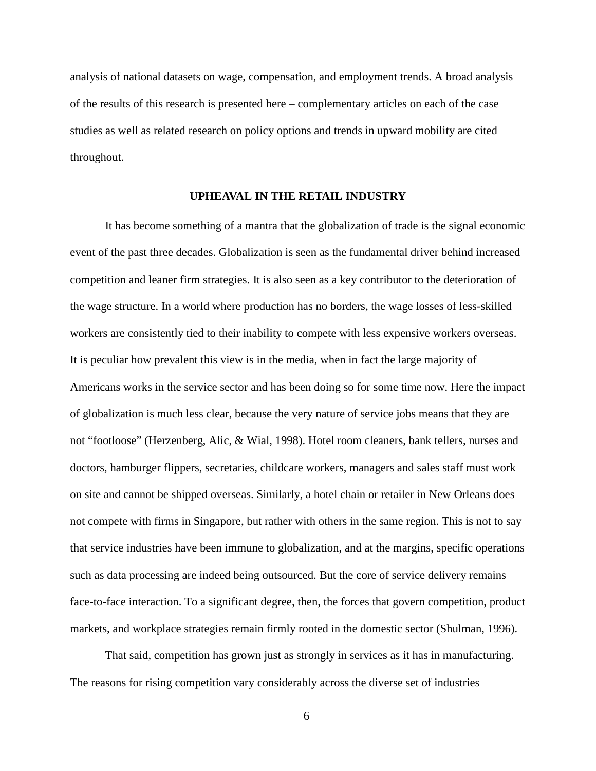analysis of national datasets on wage, compensation, and employment trends. A broad analysis of the results of this research is presented here – complementary articles on each of the case studies as well as related research on policy options and trends in upward mobility are cited throughout.

## UPHEAVAL IN THE RETAIL INDUSTRY

It has become something of a mantra that the globalization of trade is the signal economic event of the past three decades. Globalization is seen as the fundamental driver behind increased competition and leaner firm strategies. It is also seen as a key contributor to the deterioration of the wage structure. In a world where production has no borders, the wage losses of less-skilled workers are consistently tied to their inability to compete with less expensive workers overseas. It is peculiar how prevalent this view is in the media, when in fact the large majority of Americans works in the service sector and has been doing so for some time now. Here the impact of globalization is much less clear, because the very nature of service jobs means that they are not "footloose" (Herzenberg, Alic, & Wial, 1998). Hotel room cleaners, bank tellers, nurses and doctors, hamburger flippers, secretaries, childcare workers, managers and sales staff must work on site and cannot be shipped overseas. Similarly, a hotel chain or retailer in New Orleans does not compete with firms in Singapore, but rather with others in the same region. This is not to say that service industries have been immune to globalization, and at the margins, specific operations such as data processing are indeed being outsourced. But the core of service delivery remains face-to-face interaction. To a significant degree, then, the forces that govern competition, product markets, and workplace strategies remain firmly rooted in the domestic sector (Shulman, 1996).

That said, competition has grown just as strongly in services as it has in manufacturing. The reasons for rising competition vary considerably across the diverse set of industries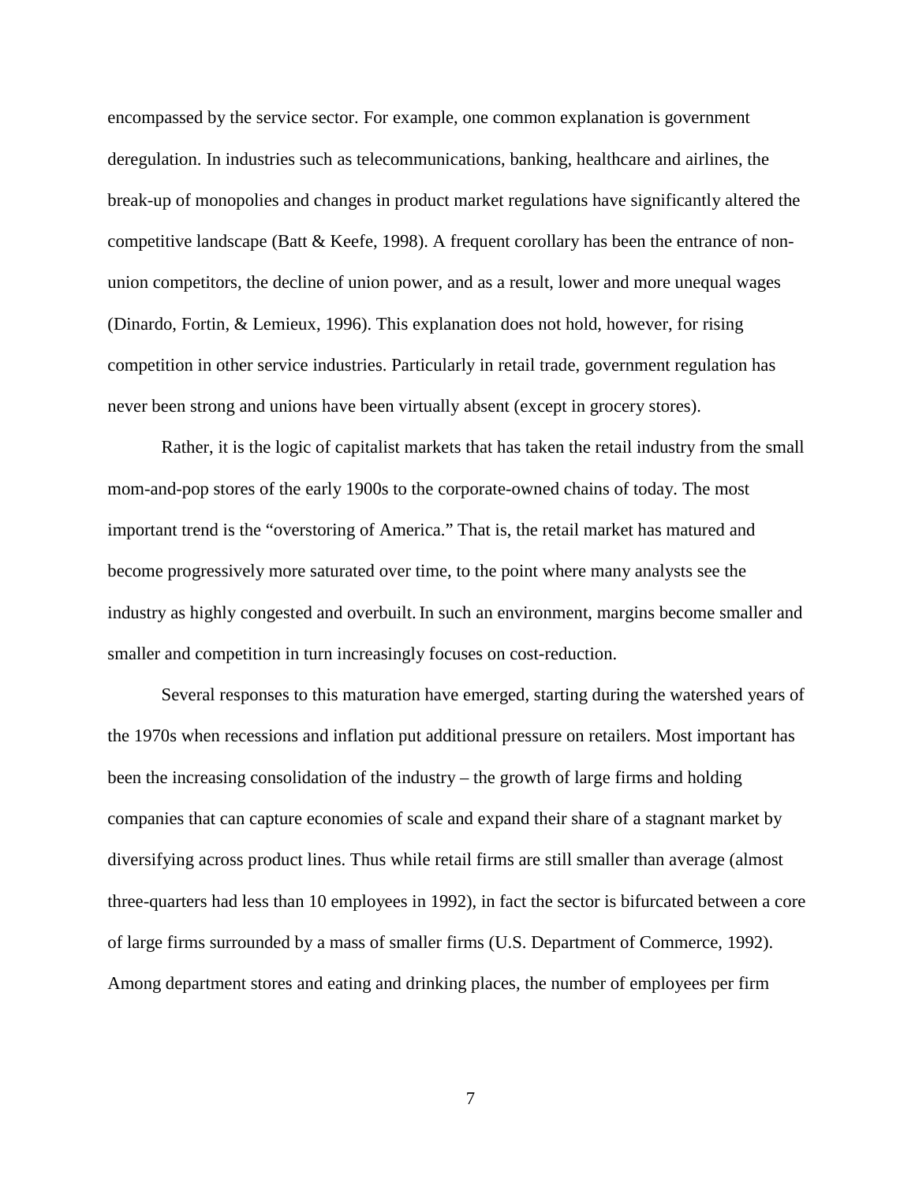encompassed by the service sector. For example, one common explanation is government deregulation. In industries such as telecommunications, banking, healthcare and airlines, the break-up of monopolies and changes in product market regulations have significantly altered the competitive landscape (Batt & Keefe, 1998). A frequent corollary has been the entrance of non-union competitors, the decline of union power, and as a result, lower and more unequal wages (Dinardo, Fortin, & Lemieux, 1996). This explanation does not hold, however, for rising competition in other service industries. Particularly in retail trade, government regulation has never been strong and unions have been virtually absent (except in grocery stores).

Rather, it is the logic of capitalist markets that has taken the retail industry from the small mom-and-pop stores of the early 1900s to the corporate-owned chains of today. The most important trend is the "overstoring of America." That is, the retail market has matured and become progressively more saturated over time, to the point where many analysts see the industry as highly congested and overbuilt. In such an environment, margins become smaller and smaller and competition in turn increasingly focuses on cost-reduction.

Several responses to this maturation have emerged, starting during the watershed years of the 1970s when recessions and inflation put additional pressure on retailers. Most important has been the increasing consolidation of the industry – the growth of large firms and holding companies that can capture economies of scale and expand their share of a stagnant market by diversifying across product lines. Thus while retail firms are still smaller than average (almost three-quarters had less than 10 employees in 1992), in fact the sector is bifurcated between a core of large firms surrounded by a mass of smaller firms (U.S. Department of Commerce, 1992). Among department stores and eating and drinking places, the number of employees per firm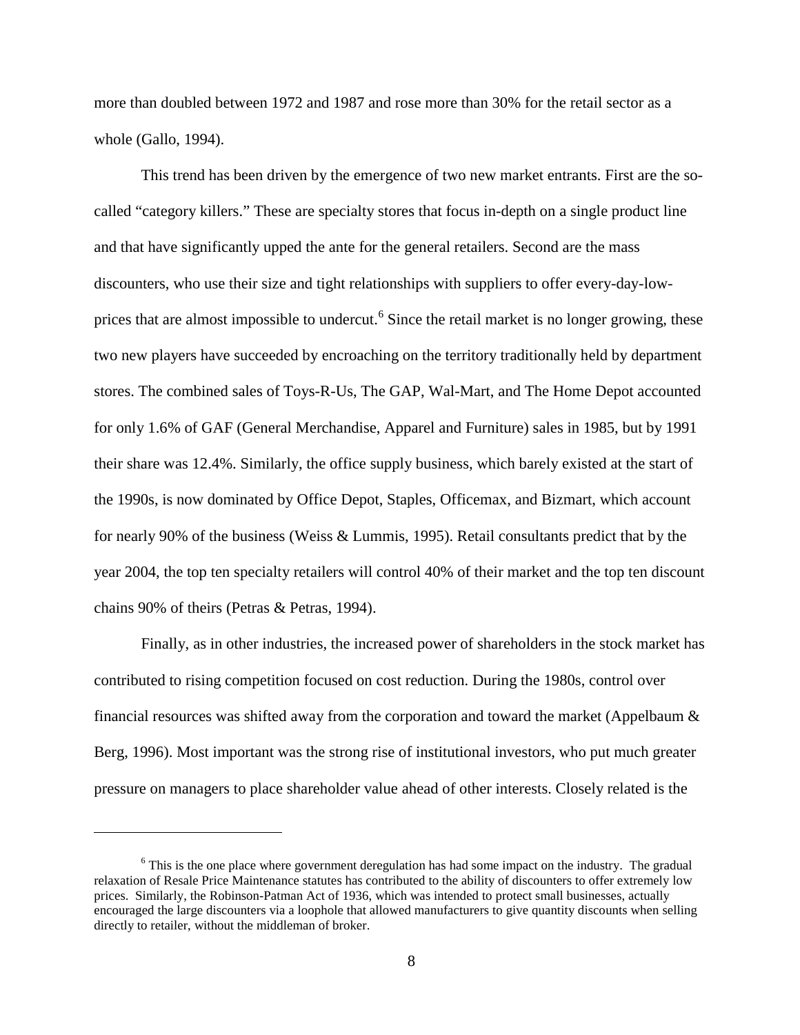more than doubled between 1972 and 1987 and rose more than 30% for the retail sector as a whole (Gallo, 1994).

This trend has been driven by the emergence of two new market entrants. First are the so-called "category killers." These are specialty stores that focus in-depth on a single product line and that have significantly upped the ante for the general retailers. Second are the mass discounters, who use their size and tight relationships with suppliers to offer every-day-low-prices that are almost impossible to undercut.[6] Since the retail market is no longer growing, these two new players have succeeded by encroaching on the territory traditionally held by department stores. The combined sales of Toys-R-Us, The GAP, Wal-Mart, and The Home Depot accounted for only 1.6% of GAF (General Merchandise, Apparel and Furniture) sales in 1985, but by 1991 their share was 12.4%. Similarly, the office supply business, which barely existed at the start of the 1990s, is now dominated by Office Depot, Staples, Officemax, and Bizmart, which account for nearly 90% of the business (Weiss & Lummis, 1995). Retail consultants predict that by the year 2004, the top ten specialty retailers will control 40% of their market and the top ten discount chains 90% of theirs (Petras & Petras, 1994).

Finally, as in other industries, the increased power of shareholders in the stock market has contributed to rising competition focused on cost reduction. During the 1980s, control over financial resources was shifted away from the corporation and toward the market (Appelbaum & Berg, 1996). Most important was the strong rise of institutional investors, who put much greater pressure on managers to place shareholder value ahead of other interests. Closely related is the

---

[6] This is the one place where government deregulation has had some impact on the industry. The gradual relaxation of Resale Price Maintenance statutes has contributed to the ability of discounters to offer extremely low prices. Similarly, the Robinson-Patman Act of 1936, which was intended to protect small businesses, actually encouraged the large discounters via a loophole that allowed manufacturers to give quantity discounts when selling directly to retailer, without the middleman of broker.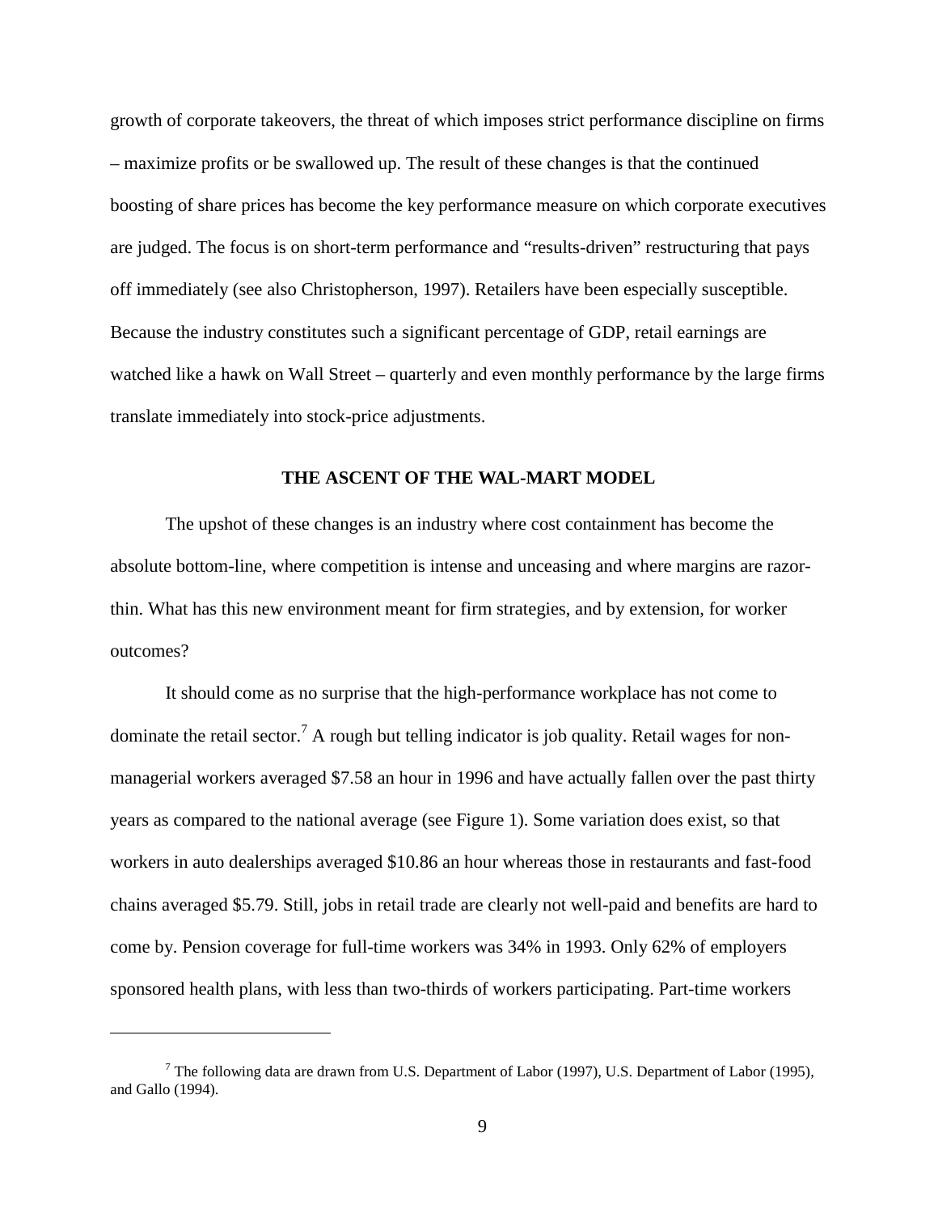growth of corporate takeovers, the threat of which imposes strict performance discipline on firms – maximize profits or be swallowed up. The result of these changes is that the continued boosting of share prices has become the key performance measure on which corporate executives are judged. The focus is on short-term performance and "results-driven" restructuring that pays off immediately (see also Christopherson, 1997). Retailers have been especially susceptible. Because the industry constitutes such a significant percentage of GDP, retail earnings are watched like a hawk on Wall Street – quarterly and even monthly performance by the large firms translate immediately into stock-price adjustments.

## THE ASCENT OF THE WAL-MART MODEL

The upshot of these changes is an industry where cost containment has become the absolute bottom-line, where competition is intense and unceasing and where margins are razor-thin. What has this new environment meant for firm strategies, and by extension, for worker outcomes?

It should come as no surprise that the high-performance workplace has not come to dominate the retail sector.[7] A rough but telling indicator is job quality. Retail wages for non-managerial workers averaged $7.58 an hour in 1996 and have actually fallen over the past thirty years as compared to the national average (see Figure 1). Some variation does exist, so that workers in auto dealerships averaged $10.86 an hour whereas those in restaurants and fast-food chains averaged $5.79. Still, jobs in retail trade are clearly not well-paid and benefits are hard to come by. Pension coverage for full-time workers was 34% in 1993. Only 62% of employers sponsored health plans, with less than two-thirds of workers participating. Part-time workers

---

[7] The following data are drawn from U.S. Department of Labor (1997), U.S. Department of Labor (1995), and Gallo (1994).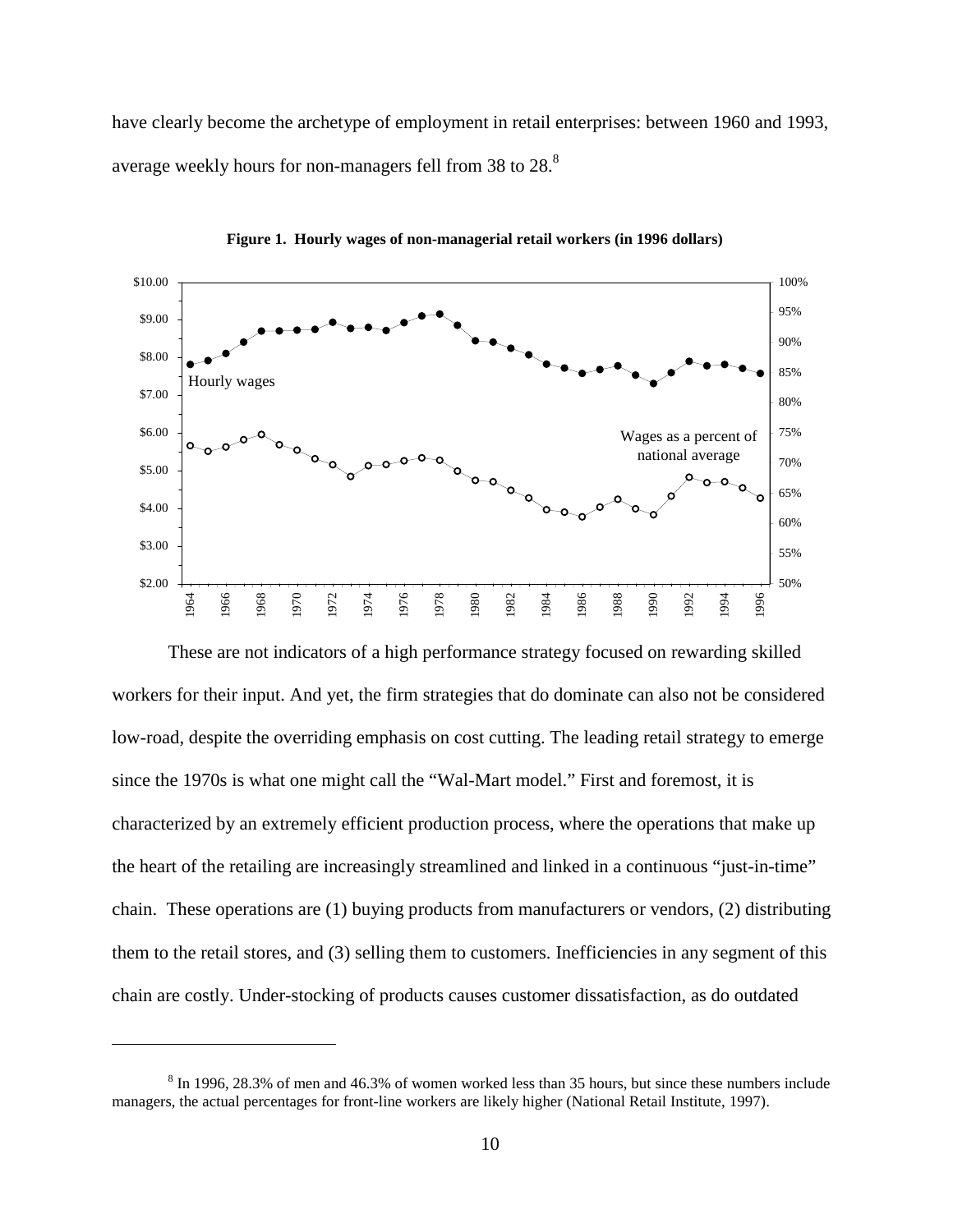have clearly become the archetype of employment in retail enterprises: between 1960 and 1993, average weekly hours for non-managers fell from 38 to 28.[8]

**Figure 1. Hourly wages of non-managerial retail workers (in 1996 dollars)**

These are not indicators of a high performance strategy focused on rewarding skilled workers for their input. And yet, the firm strategies that do dominate can also not be considered low-road, despite the overriding emphasis on cost cutting. The leading retail strategy to emerge since the 1970s is what one might call the "Wal-Mart model." First and foremost, it is characterized by an extremely efficient production process, where the operations that make up the heart of the retailing are increasingly streamlined and linked in a continuous "just-in-time" chain. These operations are (1) buying products from manufacturers or vendors, (2) distributing them to the retail stores, and (3) selling them to customers. Inefficiencies in any segment of this chain are costly. Under-stocking of products causes customer dissatisfaction, as do outdated

[8] In 1996, 28.3% of men and 46.3% of women worked less than 35 hours, but since these numbers include managers, the actual percentages for front-line workers are likely higher (National Retail Institute, 1997).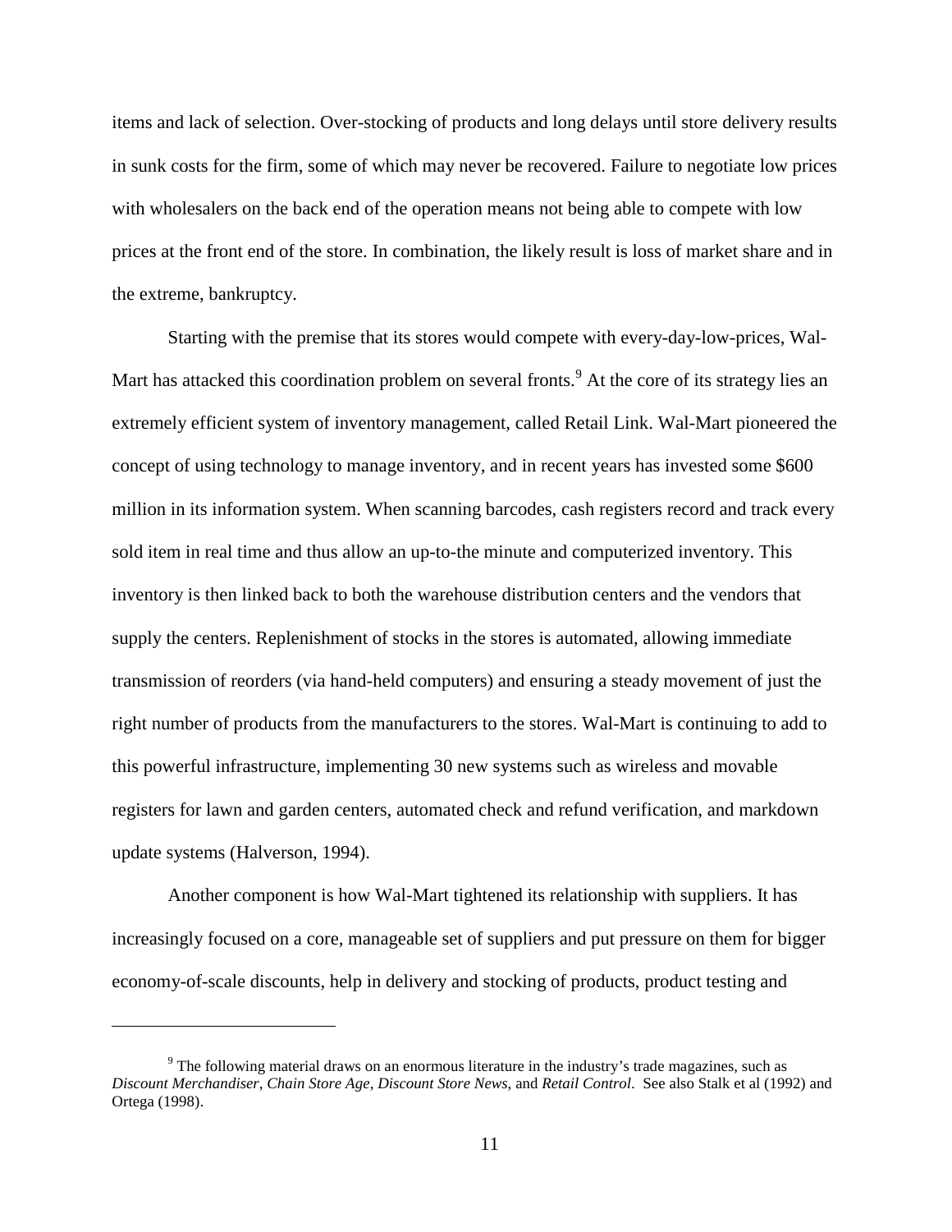items and lack of selection. Over-stocking of products and long delays until store delivery results in sunk costs for the firm, some of which may never be recovered. Failure to negotiate low prices with wholesalers on the back end of the operation means not being able to compete with low prices at the front end of the store. In combination, the likely result is loss of market share and in the extreme, bankruptcy.

Starting with the premise that its stores would compete with every-day-low-prices, Wal-Mart has attacked this coordination problem on several fronts.[9] At the core of its strategy lies an extremely efficient system of inventory management, called Retail Link. Wal-Mart pioneered the concept of using technology to manage inventory, and in recent years has invested some $600 million in its information system. When scanning barcodes, cash registers record and track every sold item in real time and thus allow an up-to-the minute and computerized inventory. This inventory is then linked back to both the warehouse distribution centers and the vendors that supply the centers. Replenishment of stocks in the stores is automated, allowing immediate transmission of reorders (via hand-held computers) and ensuring a steady movement of just the right number of products from the manufacturers to the stores. Wal-Mart is continuing to add to this powerful infrastructure, implementing 30 new systems such as wireless and movable registers for lawn and garden centers, automated check and refund verification, and markdown update systems (Halverson, 1994).

Another component is how Wal-Mart tightened its relationship with suppliers. It has increasingly focused on a core, manageable set of suppliers and put pressure on them for bigger economy-of-scale discounts, help in delivery and stocking of products, product testing and

---

[9] The following material draws on an enormous literature in the industry's trade magazines, such as *Discount Merchandiser*, *Chain Store Age*, *Discount Store News*, and *Retail Control*. See also Stalk et al (1992) and Ortega (1998).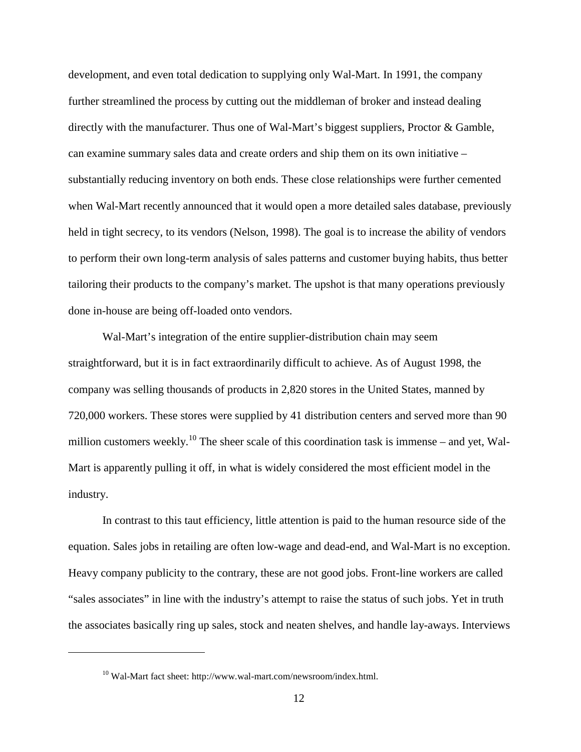development, and even total dedication to supplying only Wal-Mart. In 1991, the company further streamlined the process by cutting out the middleman of broker and instead dealing directly with the manufacturer. Thus one of Wal-Mart's biggest suppliers, Proctor & Gamble, can examine summary sales data and create orders and ship them on its own initiative – substantially reducing inventory on both ends. These close relationships were further cemented when Wal-Mart recently announced that it would open a more detailed sales database, previously held in tight secrecy, to its vendors (Nelson, 1998). The goal is to increase the ability of vendors to perform their own long-term analysis of sales patterns and customer buying habits, thus better tailoring their products to the company's market. The upshot is that many operations previously done in-house are being off-loaded onto vendors.

Wal-Mart's integration of the entire supplier-distribution chain may seem straightforward, but it is in fact extraordinarily difficult to achieve. As of August 1998, the company was selling thousands of products in 2,820 stores in the United States, manned by 720,000 workers. These stores were supplied by 41 distribution centers and served more than 90 million customers weekly.[10] The sheer scale of this coordination task is immense – and yet, Wal-Mart is apparently pulling it off, in what is widely considered the most efficient model in the industry.

In contrast to this taut efficiency, little attention is paid to the human resource side of the equation. Sales jobs in retailing are often low-wage and dead-end, and Wal-Mart is no exception. Heavy company publicity to the contrary, these are not good jobs. Front-line workers are called "sales associates" in line with the industry's attempt to raise the status of such jobs. Yet in truth the associates basically ring up sales, stock and neaten shelves, and handle lay-aways. Interviews

[10] Wal-Mart fact sheet: http://www.wal-mart.com/newsroom/index.html.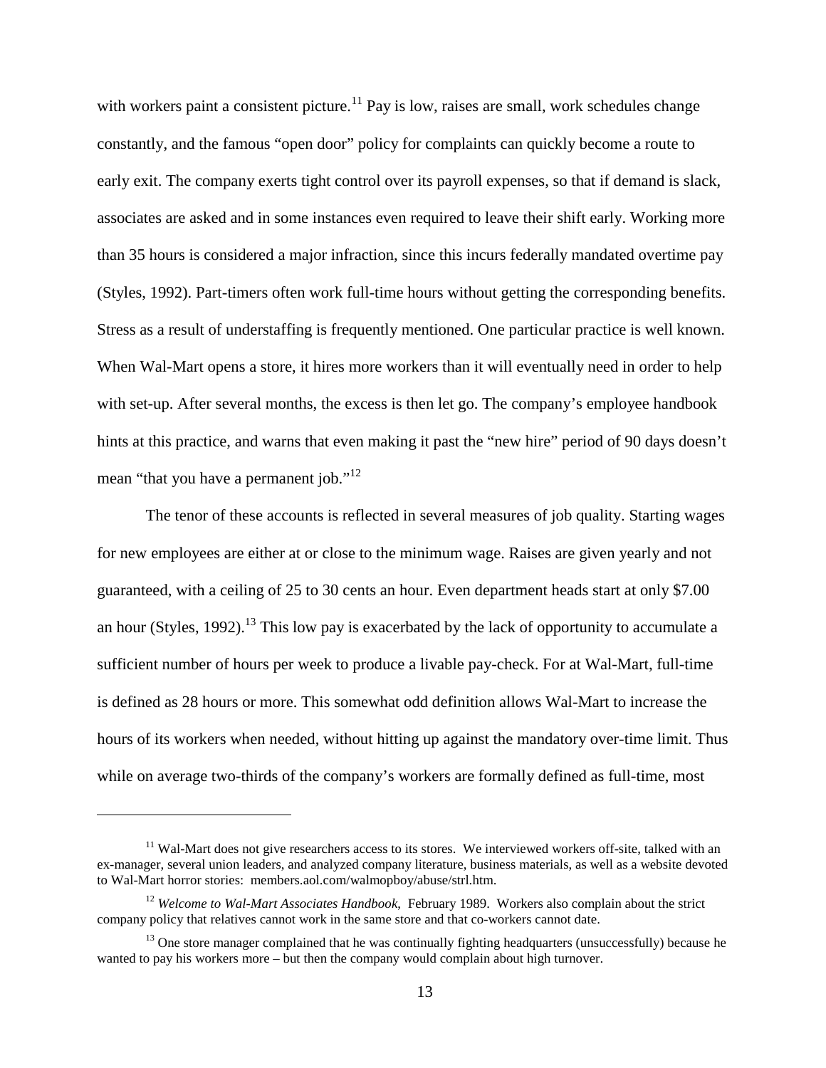with workers paint a consistent picture.[11] Pay is low, raises are small, work schedules change constantly, and the famous "open door" policy for complaints can quickly become a route to early exit. The company exerts tight control over its payroll expenses, so that if demand is slack, associates are asked and in some instances even required to leave their shift early. Working more than 35 hours is considered a major infraction, since this incurs federally mandated overtime pay (Styles, 1992). Part-timers often work full-time hours without getting the corresponding benefits. Stress as a result of understaffing is frequently mentioned. One particular practice is well known. When Wal-Mart opens a store, it hires more workers than it will eventually need in order to help with set-up. After several months, the excess is then let go. The company's employee handbook hints at this practice, and warns that even making it past the "new hire" period of 90 days doesn't mean "that you have a permanent job."[12]

The tenor of these accounts is reflected in several measures of job quality. Starting wages for new employees are either at or close to the minimum wage. Raises are given yearly and not guaranteed, with a ceiling of 25 to 30 cents an hour. Even department heads start at only $7.00 an hour (Styles, 1992).[13] This low pay is exacerbated by the lack of opportunity to accumulate a sufficient number of hours per week to produce a livable pay-check. For at Wal-Mart, full-time is defined as 28 hours or more. This somewhat odd definition allows Wal-Mart to increase the hours of its workers when needed, without hitting up against the mandatory over-time limit. Thus while on average two-thirds of the company's workers are formally defined as full-time, most

---

[11] Wal-Mart does not give researchers access to its stores. We interviewed workers off-site, talked with an ex-manager, several union leaders, and analyzed company literature, business materials, as well as a website devoted to Wal-Mart horror stories: members.aol.com/walmopboy/abuse/strl.htm.

[12] *Welcome to Wal-Mart Associates Handbook*, February 1989. Workers also complain about the strict company policy that relatives cannot work in the same store and that co-workers cannot date.

[13] One store manager complained that he was continually fighting headquarters (unsuccessfully) because he wanted to pay his workers more – but then the company would complain about high turnover.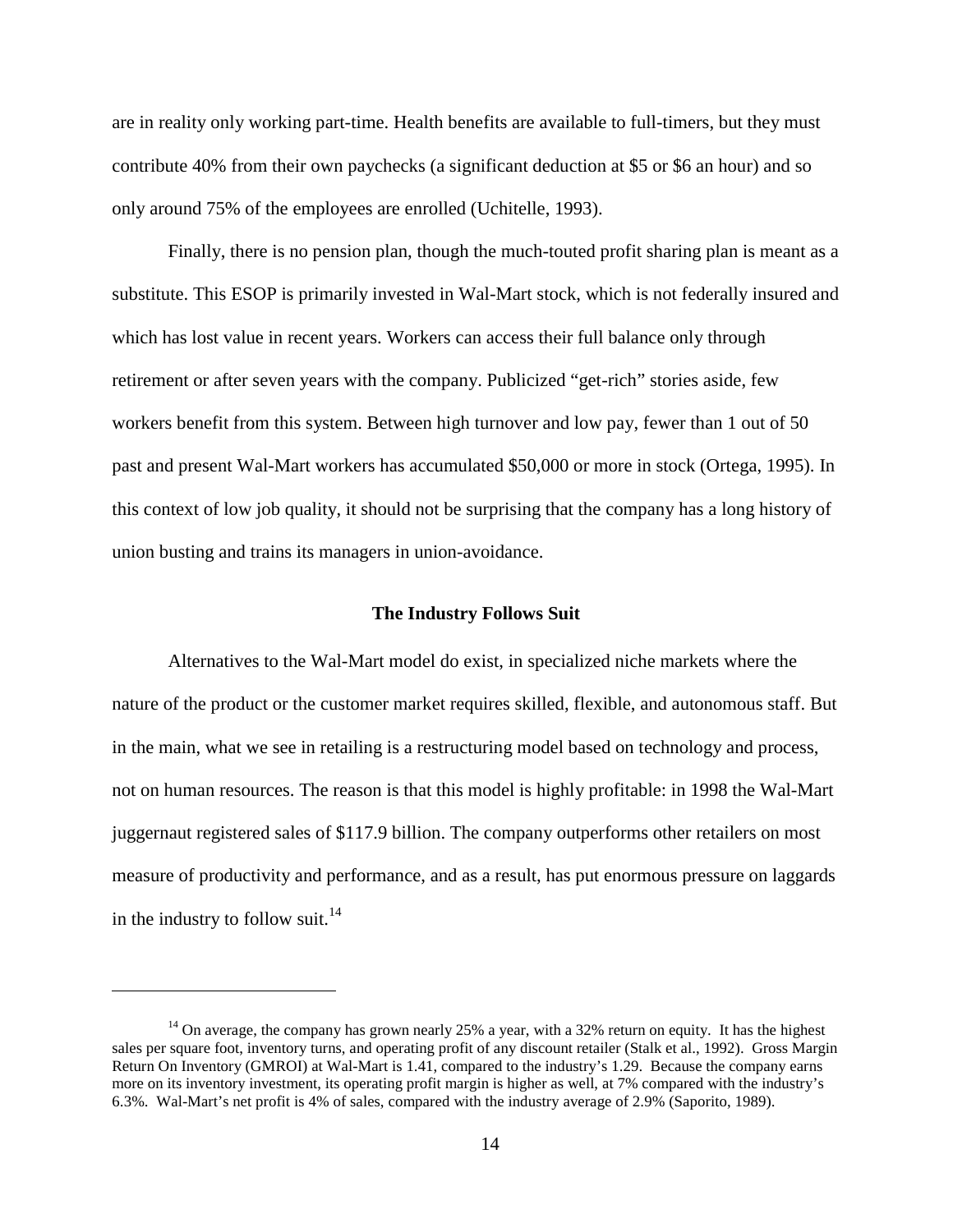are in reality only working part-time. Health benefits are available to full-timers, but they must contribute 40% from their own paychecks (a significant deduction at $5 or $6 an hour) and so only around 75% of the employees are enrolled (Uchitelle, 1993).

Finally, there is no pension plan, though the much-touted profit sharing plan is meant as a substitute. This ESOP is primarily invested in Wal-Mart stock, which is not federally insured and which has lost value in recent years. Workers can access their full balance only through retirement or after seven years with the company. Publicized "get-rich" stories aside, few workers benefit from this system. Between high turnover and low pay, fewer than 1 out of 50 past and present Wal-Mart workers has accumulated $50,000 or more in stock (Ortega, 1995). In this context of low job quality, it should not be surprising that the company has a long history of union busting and trains its managers in union-avoidance.

### The Industry Follows Suit

Alternatives to the Wal-Mart model do exist, in specialized niche markets where the nature of the product or the customer market requires skilled, flexible, and autonomous staff. But in the main, what we see in retailing is a restructuring model based on technology and process, not on human resources. The reason is that this model is highly profitable: in 1998 the Wal-Mart juggernaut registered sales of $117.9 billion. The company outperforms other retailers on most measure of productivity and performance, and as a result, has put enormous pressure on laggards in the industry to follow suit.[14]

---

[14] On average, the company has grown nearly 25% a year, with a 32% return on equity. It has the highest sales per square foot, inventory turns, and operating profit of any discount retailer (Stalk et al., 1992). Gross Margin Return On Inventory (GMROI) at Wal-Mart is 1.41, compared to the industry's 1.29. Because the company earns more on its inventory investment, its operating profit margin is higher as well, at 7% compared with the industry's 6.3%. Wal-Mart's net profit is 4% of sales, compared with the industry average of 2.9% (Saporito, 1989).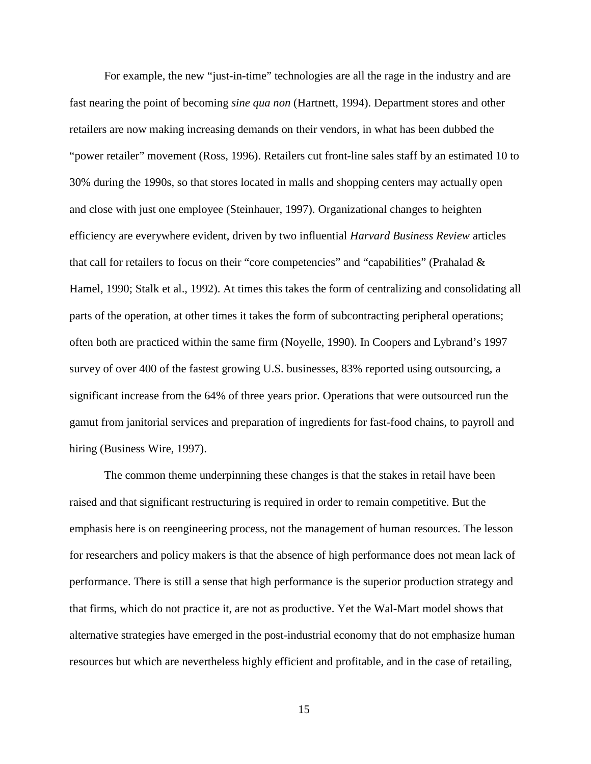For example, the new "just-in-time" technologies are all the rage in the industry and are fast nearing the point of becoming *sine qua non* (Hartnett, 1994). Department stores and other retailers are now making increasing demands on their vendors, in what has been dubbed the "power retailer" movement (Ross, 1996). Retailers cut front-line sales staff by an estimated 10 to 30% during the 1990s, so that stores located in malls and shopping centers may actually open and close with just one employee (Steinhauer, 1997). Organizational changes to heighten efficiency are everywhere evident, driven by two influential *Harvard Business Review* articles that call for retailers to focus on their "core competencies" and "capabilities" (Prahalad & Hamel, 1990; Stalk et al., 1992). At times this takes the form of centralizing and consolidating all parts of the operation, at other times it takes the form of subcontracting peripheral operations; often both are practiced within the same firm (Noyelle, 1990). In Coopers and Lybrand's 1997 survey of over 400 of the fastest growing U.S. businesses, 83% reported using outsourcing, a significant increase from the 64% of three years prior. Operations that were outsourced run the gamut from janitorial services and preparation of ingredients for fast-food chains, to payroll and hiring (Business Wire, 1997).

The common theme underpinning these changes is that the stakes in retail have been raised and that significant restructuring is required in order to remain competitive. But the emphasis here is on reengineering process, not the management of human resources. The lesson for researchers and policy makers is that the absence of high performance does not mean lack of performance. There is still a sense that high performance is the superior production strategy and that firms, which do not practice it, are not as productive. Yet the Wal-Mart model shows that alternative strategies have emerged in the post-industrial economy that do not emphasize human resources but which are nevertheless highly efficient and profitable, and in the case of retailing,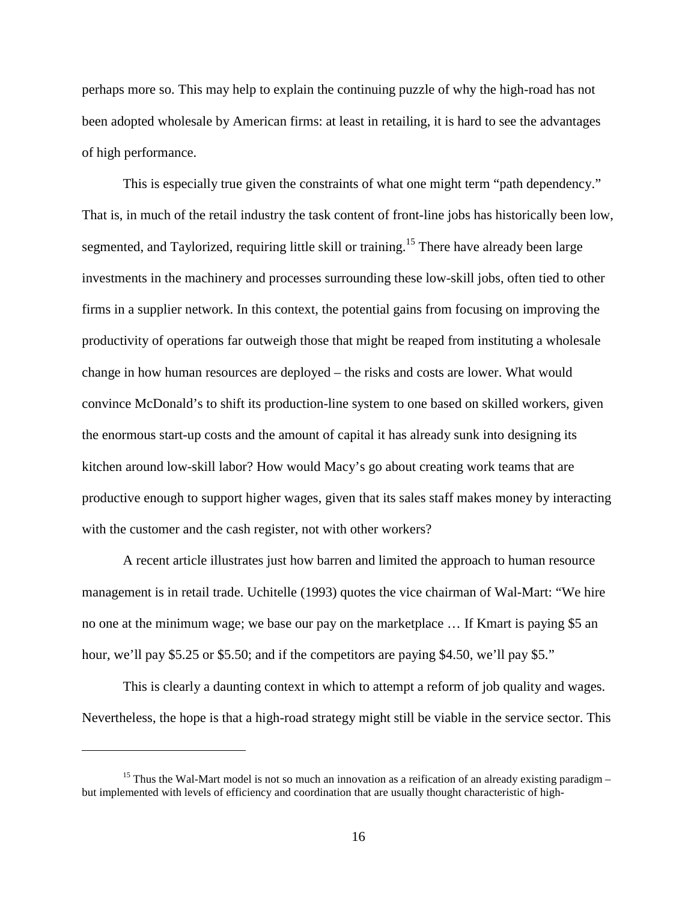perhaps more so. This may help to explain the continuing puzzle of why the high-road has not been adopted wholesale by American firms: at least in retailing, it is hard to see the advantages of high performance.

This is especially true given the constraints of what one might term "path dependency." That is, in much of the retail industry the task content of front-line jobs has historically been low, segmented, and Taylorized, requiring little skill or training.[15] There have already been large investments in the machinery and processes surrounding these low-skill jobs, often tied to other firms in a supplier network. In this context, the potential gains from focusing on improving the productivity of operations far outweigh those that might be reaped from instituting a wholesale change in how human resources are deployed – the risks and costs are lower. What would convince McDonald's to shift its production-line system to one based on skilled workers, given the enormous start-up costs and the amount of capital it has already sunk into designing its kitchen around low-skill labor? How would Macy's go about creating work teams that are productive enough to support higher wages, given that its sales staff makes money by interacting with the customer and the cash register, not with other workers?

A recent article illustrates just how barren and limited the approach to human resource management is in retail trade. Uchitelle (1993) quotes the vice chairman of Wal-Mart: "We hire no one at the minimum wage; we base our pay on the marketplace … If Kmart is paying $5 an hour, we'll pay $5.25 or $5.50; and if the competitors are paying $4.50, we'll pay $5."

This is clearly a daunting context in which to attempt a reform of job quality and wages. Nevertheless, the hope is that a high-road strategy might still be viable in the service sector. This

[15] Thus the Wal-Mart model is not so much an innovation as a reification of an already existing paradigm – but implemented with levels of efficiency and coordination that are usually thought characteristic of high-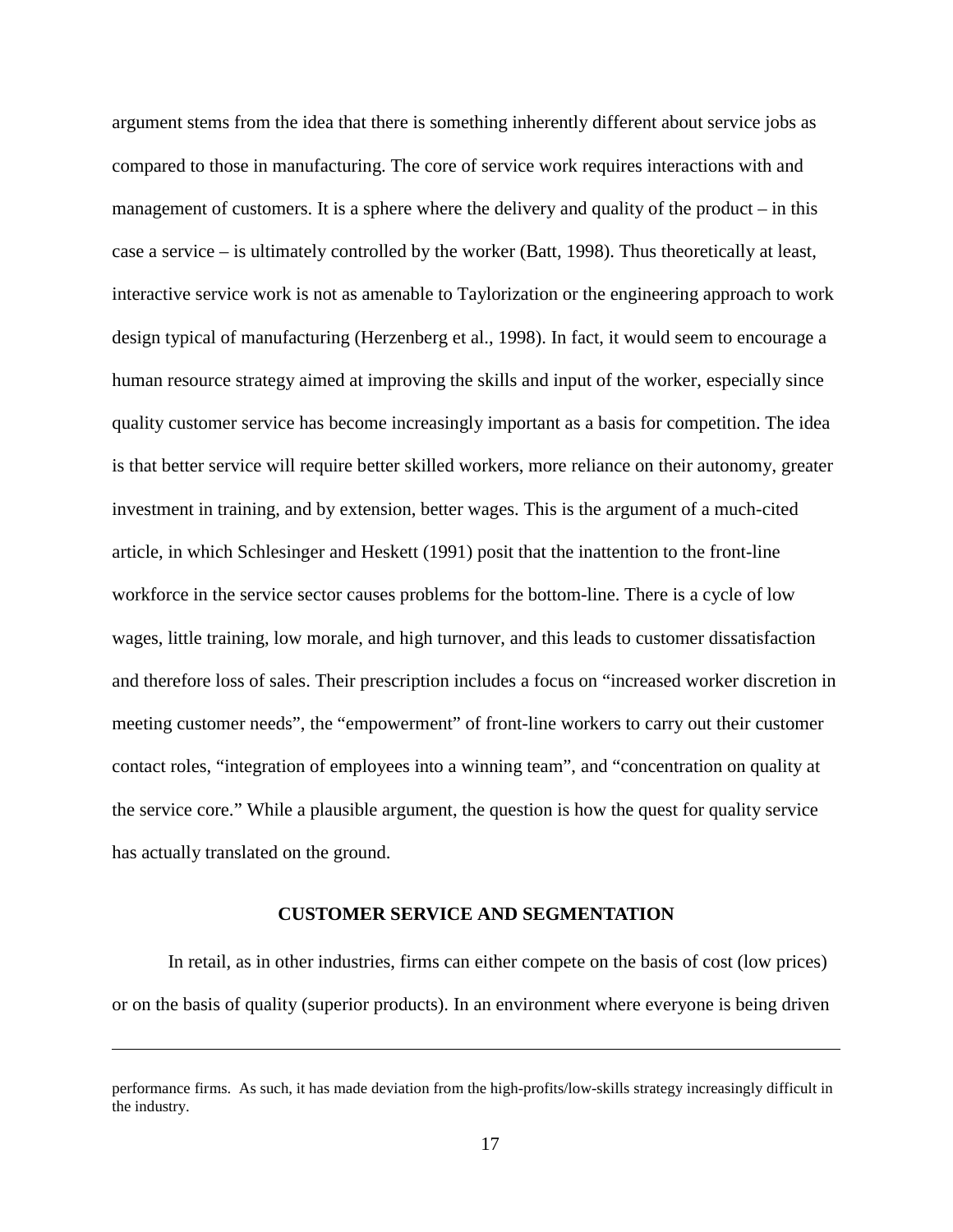argument stems from the idea that there is something inherently different about service jobs as compared to those in manufacturing. The core of service work requires interactions with and management of customers. It is a sphere where the delivery and quality of the product – in this case a service – is ultimately controlled by the worker (Batt, 1998). Thus theoretically at least, interactive service work is not as amenable to Taylorization or the engineering approach to work design typical of manufacturing (Herzenberg et al., 1998). In fact, it would seem to encourage a human resource strategy aimed at improving the skills and input of the worker, especially since quality customer service has become increasingly important as a basis for competition. The idea is that better service will require better skilled workers, more reliance on their autonomy, greater investment in training, and by extension, better wages. This is the argument of a much-cited article, in which Schlesinger and Heskett (1991) posit that the inattention to the front-line workforce in the service sector causes problems for the bottom-line. There is a cycle of low wages, little training, low morale, and high turnover, and this leads to customer dissatisfaction and therefore loss of sales. Their prescription includes a focus on "increased worker discretion in meeting customer needs", the "empowerment" of front-line workers to carry out their customer contact roles, "integration of employees into a winning team", and "concentration on quality at the service core." While a plausible argument, the question is how the quest for quality service has actually translated on the ground.

## CUSTOMER SERVICE AND SEGMENTATION

In retail, as in other industries, firms can either compete on the basis of cost (low prices) or on the basis of quality (superior products). In an environment where everyone is being driven

---

performance firms. As such, it has made deviation from the high-profits/low-skills strategy increasingly difficult in the industry.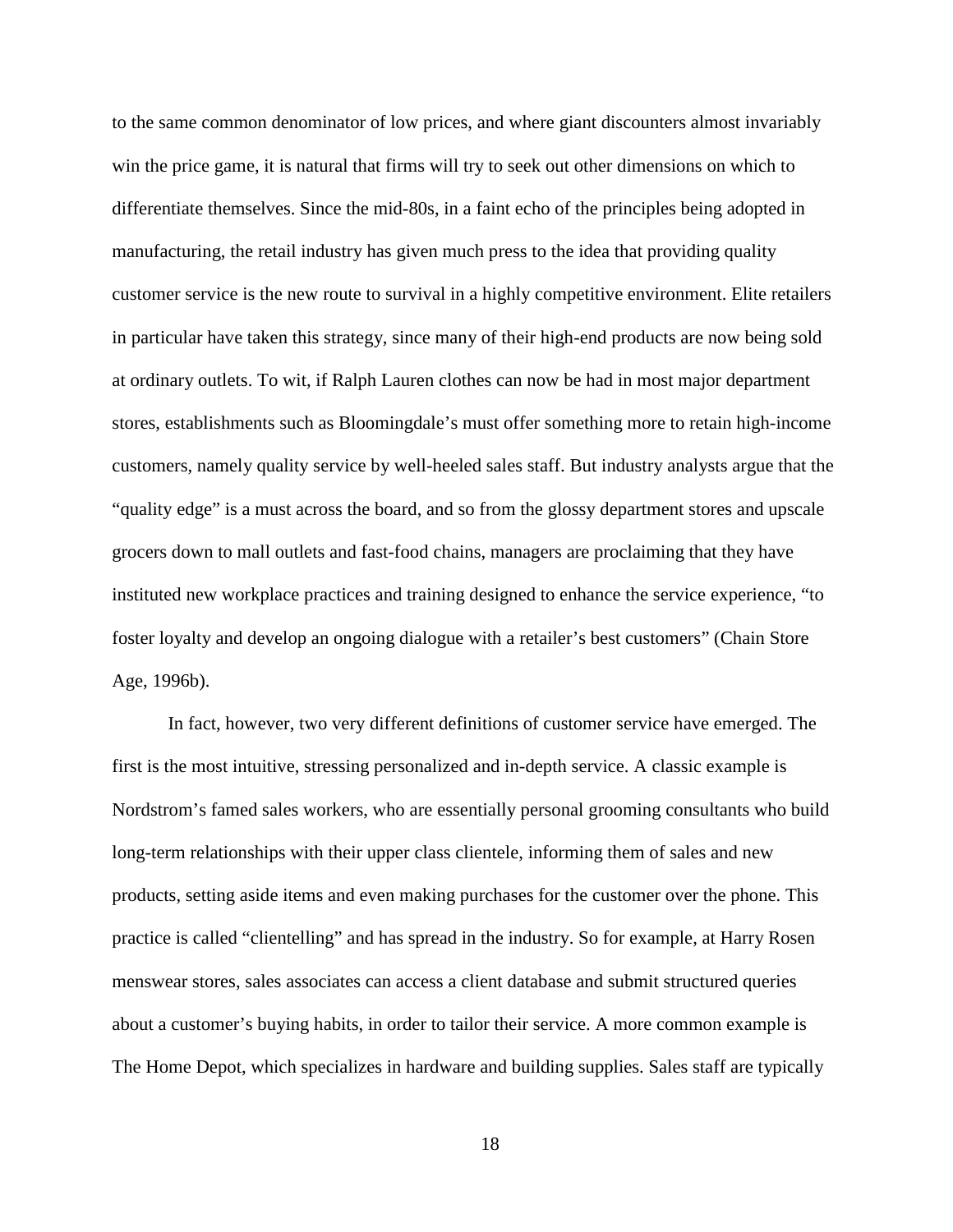to the same common denominator of low prices, and where giant discounters almost invariably win the price game, it is natural that firms will try to seek out other dimensions on which to differentiate themselves. Since the mid-80s, in a faint echo of the principles being adopted in manufacturing, the retail industry has given much press to the idea that providing quality customer service is the new route to survival in a highly competitive environment. Elite retailers in particular have taken this strategy, since many of their high-end products are now being sold at ordinary outlets. To wit, if Ralph Lauren clothes can now be had in most major department stores, establishments such as Bloomingdale's must offer something more to retain high-income customers, namely quality service by well-heeled sales staff. But industry analysts argue that the "quality edge" is a must across the board, and so from the glossy department stores and upscale grocers down to mall outlets and fast-food chains, managers are proclaiming that they have instituted new workplace practices and training designed to enhance the service experience, "to foster loyalty and develop an ongoing dialogue with a retailer's best customers" (Chain Store Age, 1996b).

In fact, however, two very different definitions of customer service have emerged. The first is the most intuitive, stressing personalized and in-depth service. A classic example is Nordstrom's famed sales workers, who are essentially personal grooming consultants who build long-term relationships with their upper class clientele, informing them of sales and new products, setting aside items and even making purchases for the customer over the phone. This practice is called "clientelling" and has spread in the industry. So for example, at Harry Rosen menswear stores, sales associates can access a client database and submit structured queries about a customer's buying habits, in order to tailor their service. A more common example is The Home Depot, which specializes in hardware and building supplies. Sales staff are typically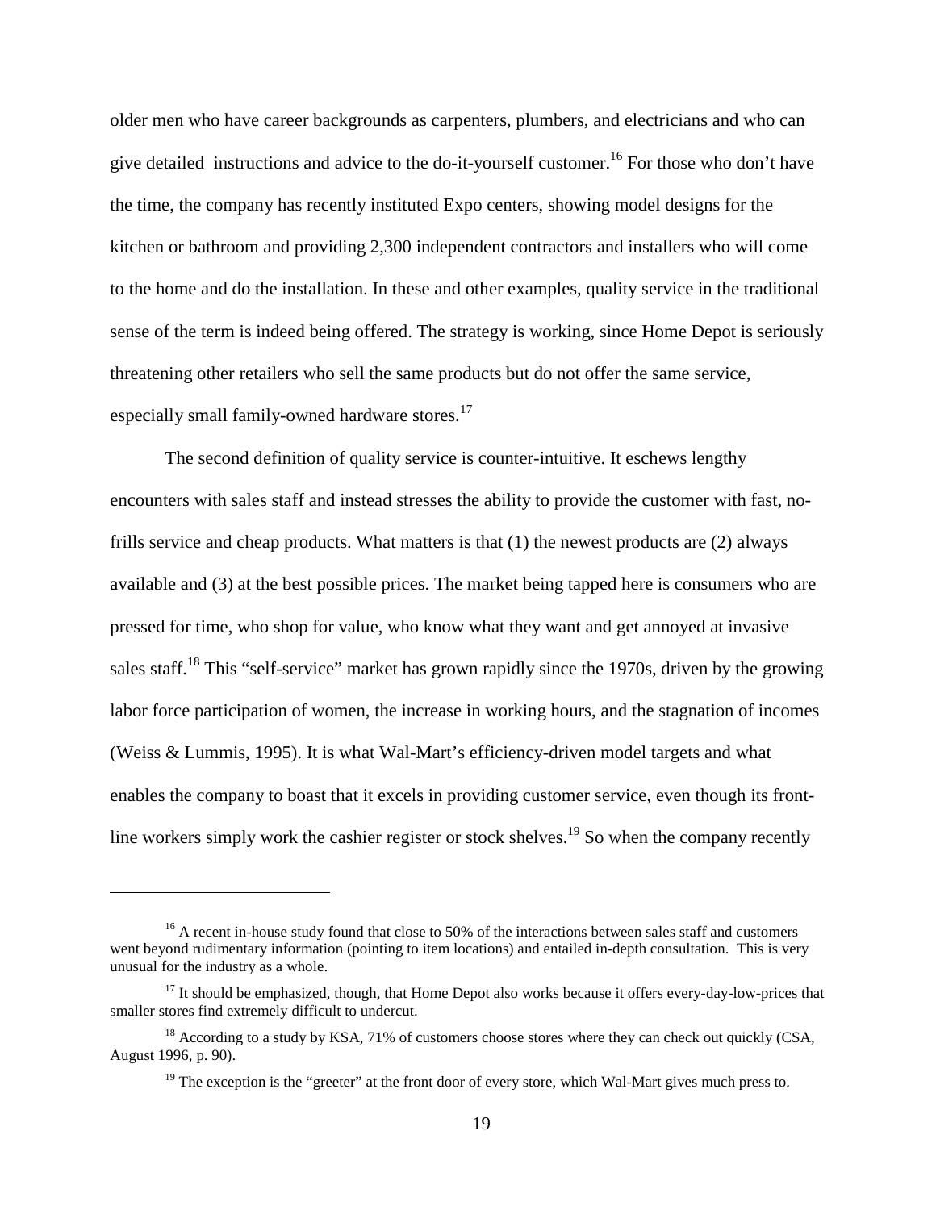older men who have career backgrounds as carpenters, plumbers, and electricians and who can give detailed instructions and advice to the do-it-yourself customer.[16] For those who don't have the time, the company has recently instituted Expo centers, showing model designs for the kitchen or bathroom and providing 2,300 independent contractors and installers who will come to the home and do the installation. In these and other examples, quality service in the traditional sense of the term is indeed being offered. The strategy is working, since Home Depot is seriously threatening other retailers who sell the same products but do not offer the same service, especially small family-owned hardware stores.[17]

The second definition of quality service is counter-intuitive. It eschews lengthy encounters with sales staff and instead stresses the ability to provide the customer with fast, no-frills service and cheap products. What matters is that (1) the newest products are (2) always available and (3) at the best possible prices. The market being tapped here is consumers who are pressed for time, who shop for value, who know what they want and get annoyed at invasive sales staff.[18] This "self-service" market has grown rapidly since the 1970s, driven by the growing labor force participation of women, the increase in working hours, and the stagnation of incomes (Weiss & Lummis, 1995). It is what Wal-Mart's efficiency-driven model targets and what enables the company to boast that it excels in providing customer service, even though its front-line workers simply work the cashier register or stock shelves.[19] So when the company recently

---

[16] A recent in-house study found that close to 50% of the interactions between sales staff and customers went beyond rudimentary information (pointing to item locations) and entailed in-depth consultation. This is very unusual for the industry as a whole.

[17] It should be emphasized, though, that Home Depot also works because it offers every-day-low-prices that smaller stores find extremely difficult to undercut.

[18] According to a study by KSA, 71% of customers choose stores where they can check out quickly (CSA, August 1996, p. 90).

[19] The exception is the "greeter" at the front door of every store, which Wal-Mart gives much press to.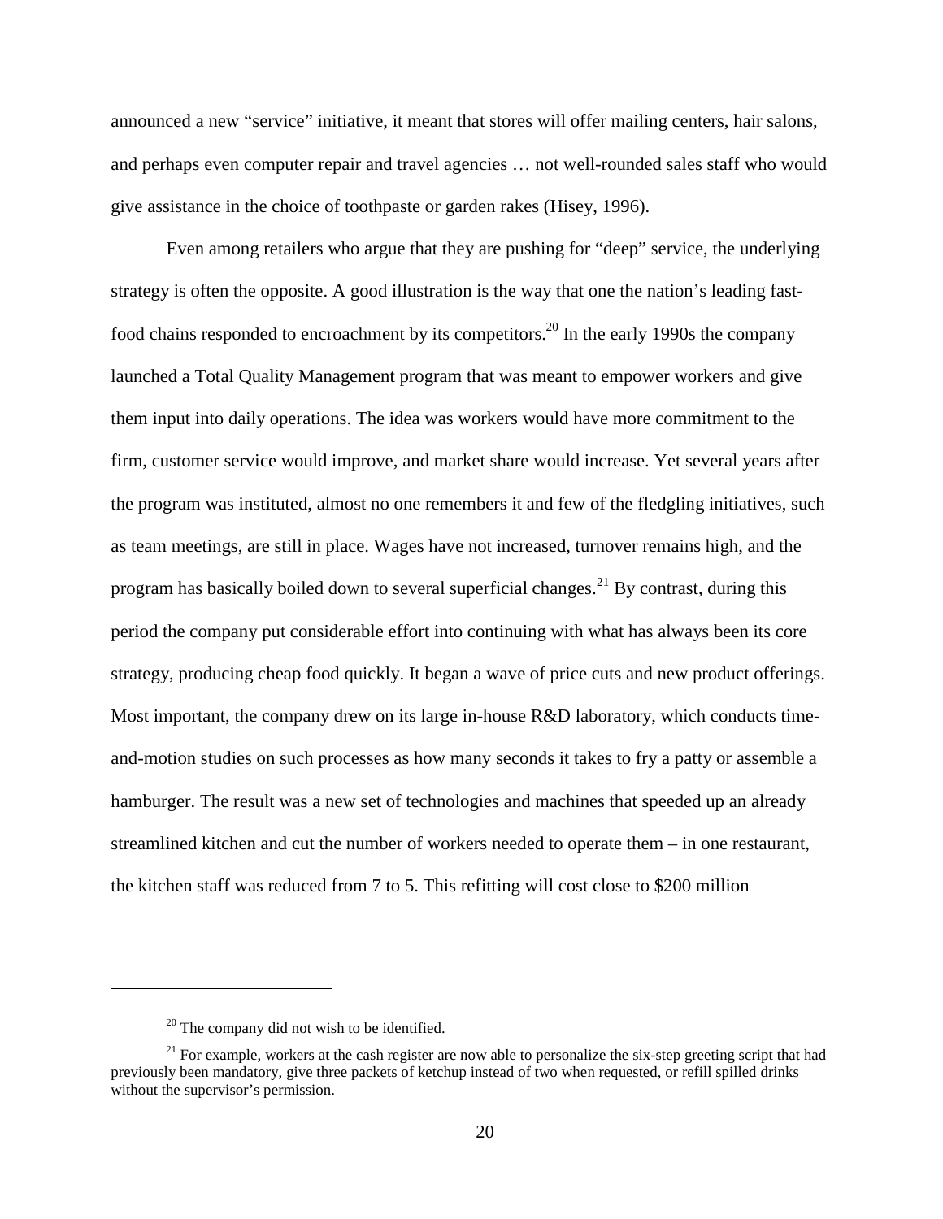announced a new "service" initiative, it meant that stores will offer mailing centers, hair salons, and perhaps even computer repair and travel agencies … not well-rounded sales staff who would give assistance in the choice of toothpaste or garden rakes (Hisey, 1996).

Even among retailers who argue that they are pushing for "deep" service, the underlying strategy is often the opposite. A good illustration is the way that one the nation's leading fast-food chains responded to encroachment by its competitors.[20] In the early 1990s the company launched a Total Quality Management program that was meant to empower workers and give them input into daily operations. The idea was workers would have more commitment to the firm, customer service would improve, and market share would increase. Yet several years after the program was instituted, almost no one remembers it and few of the fledgling initiatives, such as team meetings, are still in place. Wages have not increased, turnover remains high, and the program has basically boiled down to several superficial changes.[21] By contrast, during this period the company put considerable effort into continuing with what has always been its core strategy, producing cheap food quickly. It began a wave of price cuts and new product offerings. Most important, the company drew on its large in-house R&D laboratory, which conducts time-and-motion studies on such processes as how many seconds it takes to fry a patty or assemble a hamburger. The result was a new set of technologies and machines that speeded up an already streamlined kitchen and cut the number of workers needed to operate them – in one restaurant, the kitchen staff was reduced from 7 to 5. This refitting will cost close to $200 million

---

[20] The company did not wish to be identified.

[21] For example, workers at the cash register are now able to personalize the six-step greeting script that had previously been mandatory, give three packets of ketchup instead of two when requested, or refill spilled drinks without the supervisor's permission.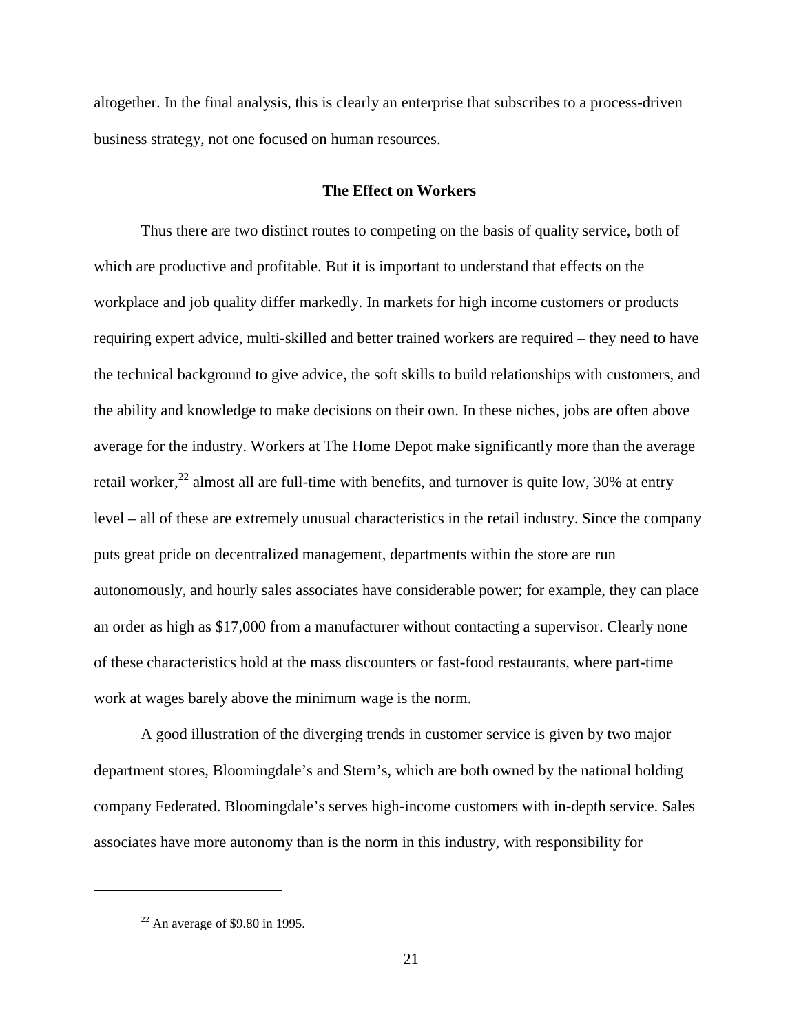altogether. In the final analysis, this is clearly an enterprise that subscribes to a process-driven business strategy, not one focused on human resources.

### The Effect on Workers

Thus there are two distinct routes to competing on the basis of quality service, both of which are productive and profitable. But it is important to understand that effects on the workplace and job quality differ markedly. In markets for high income customers or products requiring expert advice, multi-skilled and better trained workers are required – they need to have the technical background to give advice, the soft skills to build relationships with customers, and the ability and knowledge to make decisions on their own. In these niches, jobs are often above average for the industry. Workers at The Home Depot make significantly more than the average retail worker,[22] almost all are full-time with benefits, and turnover is quite low, 30% at entry level – all of these are extremely unusual characteristics in the retail industry. Since the company puts great pride on decentralized management, departments within the store are run autonomously, and hourly sales associates have considerable power; for example, they can place an order as high as $17,000 from a manufacturer without contacting a supervisor. Clearly none of these characteristics hold at the mass discounters or fast-food restaurants, where part-time work at wages barely above the minimum wage is the norm.

A good illustration of the diverging trends in customer service is given by two major department stores, Bloomingdale's and Stern's, which are both owned by the national holding company Federated. Bloomingdale's serves high-income customers with in-depth service. Sales associates have more autonomy than is the norm in this industry, with responsibility for

---

[22] An average of $9.80 in 1995.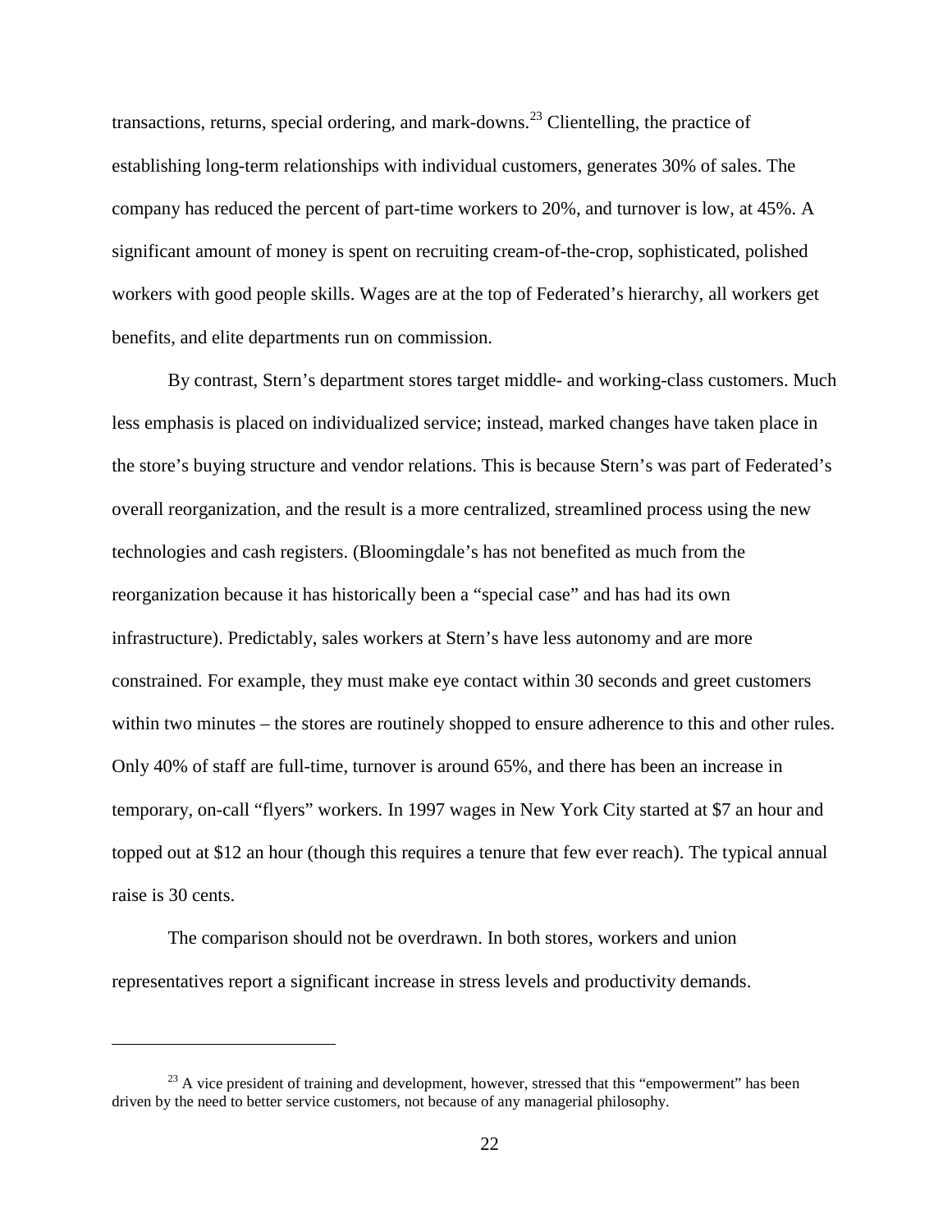transactions, returns, special ordering, and mark-downs.[23] Clientelling, the practice of establishing long-term relationships with individual customers, generates 30% of sales. The company has reduced the percent of part-time workers to 20%, and turnover is low, at 45%. A significant amount of money is spent on recruiting cream-of-the-crop, sophisticated, polished workers with good people skills. Wages are at the top of Federated's hierarchy, all workers get benefits, and elite departments run on commission.

By contrast, Stern's department stores target middle- and working-class customers. Much less emphasis is placed on individualized service; instead, marked changes have taken place in the store's buying structure and vendor relations. This is because Stern's was part of Federated's overall reorganization, and the result is a more centralized, streamlined process using the new technologies and cash registers. (Bloomingdale's has not benefited as much from the reorganization because it has historically been a "special case" and has had its own infrastructure). Predictably, sales workers at Stern's have less autonomy and are more constrained. For example, they must make eye contact within 30 seconds and greet customers within two minutes – the stores are routinely shopped to ensure adherence to this and other rules. Only 40% of staff are full-time, turnover is around 65%, and there has been an increase in temporary, on-call "flyers" workers. In 1997 wages in New York City started at $7 an hour and topped out at $12 an hour (though this requires a tenure that few ever reach). The typical annual raise is 30 cents.

The comparison should not be overdrawn. In both stores, workers and union representatives report a significant increase in stress levels and productivity demands.

[23] A vice president of training and development, however, stressed that this "empowerment" has been driven by the need to better service customers, not because of any managerial philosophy.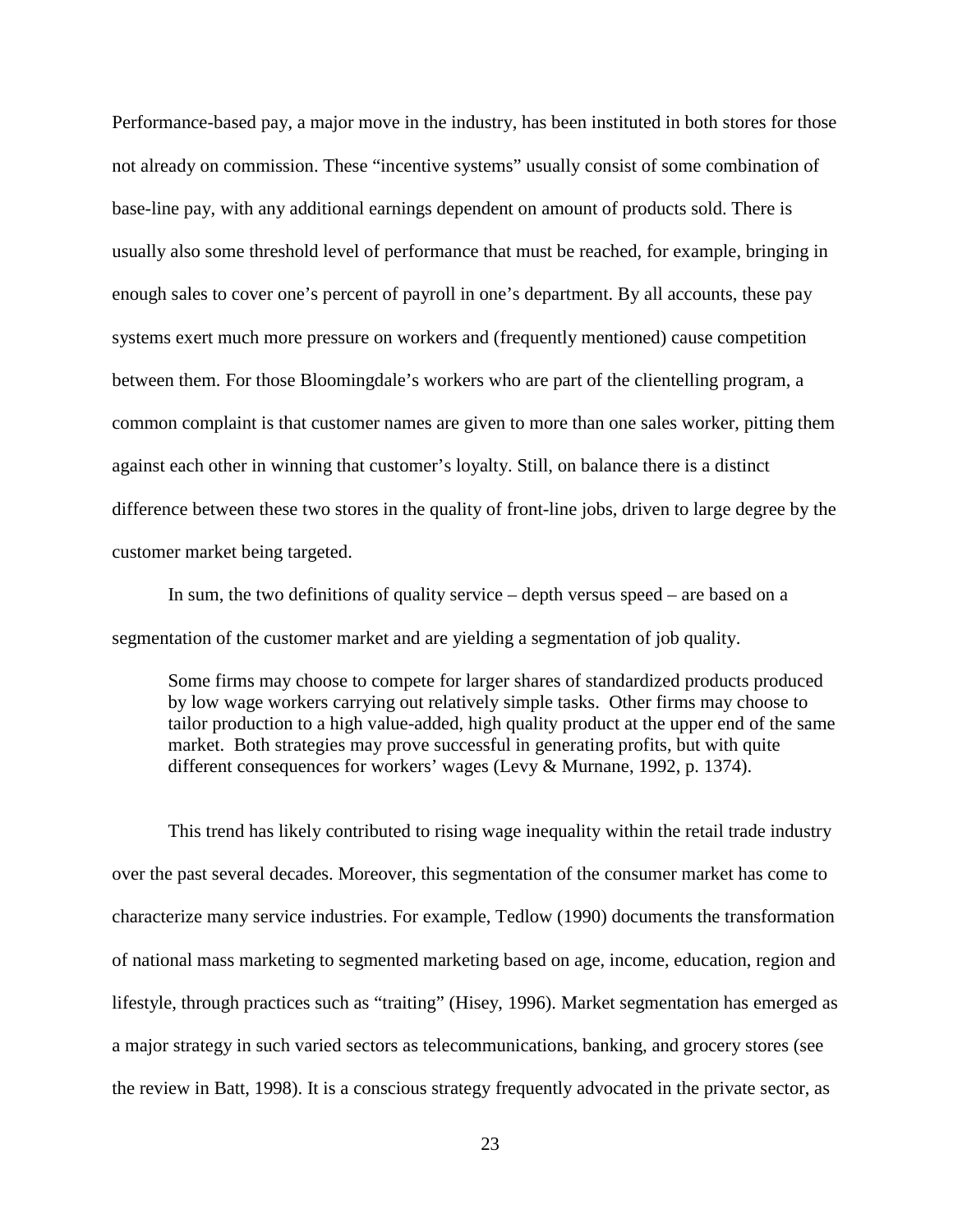Performance-based pay, a major move in the industry, has been instituted in both stores for those not already on commission. These "incentive systems" usually consist of some combination of base-line pay, with any additional earnings dependent on amount of products sold. There is usually also some threshold level of performance that must be reached, for example, bringing in enough sales to cover one's percent of payroll in one's department. By all accounts, these pay systems exert much more pressure on workers and (frequently mentioned) cause competition between them. For those Bloomingdale's workers who are part of the clientelling program, a common complaint is that customer names are given to more than one sales worker, pitting them against each other in winning that customer's loyalty. Still, on balance there is a distinct difference between these two stores in the quality of front-line jobs, driven to large degree by the customer market being targeted.

In sum, the two definitions of quality service – depth versus speed – are based on a segmentation of the customer market and are yielding a segmentation of job quality.

> Some firms may choose to compete for larger shares of standardized products produced by low wage workers carrying out relatively simple tasks. Other firms may choose to tailor production to a high value-added, high quality product at the upper end of the same market. Both strategies may prove successful in generating profits, but with quite different consequences for workers' wages (Levy & Murnane, 1992, p. 1374).

This trend has likely contributed to rising wage inequality within the retail trade industry over the past several decades. Moreover, this segmentation of the consumer market has come to characterize many service industries. For example, Tedlow (1990) documents the transformation of national mass marketing to segmented marketing based on age, income, education, region and lifestyle, through practices such as "traiting" (Hisey, 1996). Market segmentation has emerged as a major strategy in such varied sectors as telecommunications, banking, and grocery stores (see the review in Batt, 1998). It is a conscious strategy frequently advocated in the private sector, as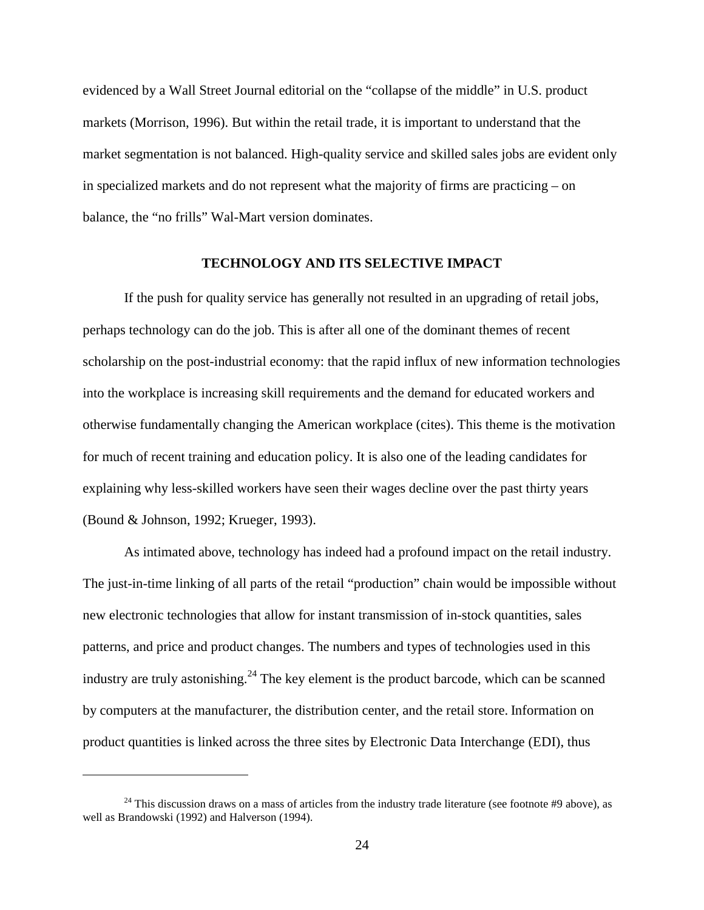evidenced by a Wall Street Journal editorial on the "collapse of the middle" in U.S. product markets (Morrison, 1996). But within the retail trade, it is important to understand that the market segmentation is not balanced. High-quality service and skilled sales jobs are evident only in specialized markets and do not represent what the majority of firms are practicing – on balance, the "no frills" Wal-Mart version dominates.

## TECHNOLOGY AND ITS SELECTIVE IMPACT

If the push for quality service has generally not resulted in an upgrading of retail jobs, perhaps technology can do the job. This is after all one of the dominant themes of recent scholarship on the post-industrial economy: that the rapid influx of new information technologies into the workplace is increasing skill requirements and the demand for educated workers and otherwise fundamentally changing the American workplace (cites). This theme is the motivation for much of recent training and education policy. It is also one of the leading candidates for explaining why less-skilled workers have seen their wages decline over the past thirty years (Bound & Johnson, 1992; Krueger, 1993).

As intimated above, technology has indeed had a profound impact on the retail industry. The just-in-time linking of all parts of the retail "production" chain would be impossible without new electronic technologies that allow for instant transmission of in-stock quantities, sales patterns, and price and product changes. The numbers and types of technologies used in this industry are truly astonishing.[24] The key element is the product barcode, which can be scanned by computers at the manufacturer, the distribution center, and the retail store. Information on product quantities is linked across the three sites by Electronic Data Interchange (EDI), thus

---

[24] This discussion draws on a mass of articles from the industry trade literature (see footnote #9 above), as well as Brandowski (1992) and Halverson (1994).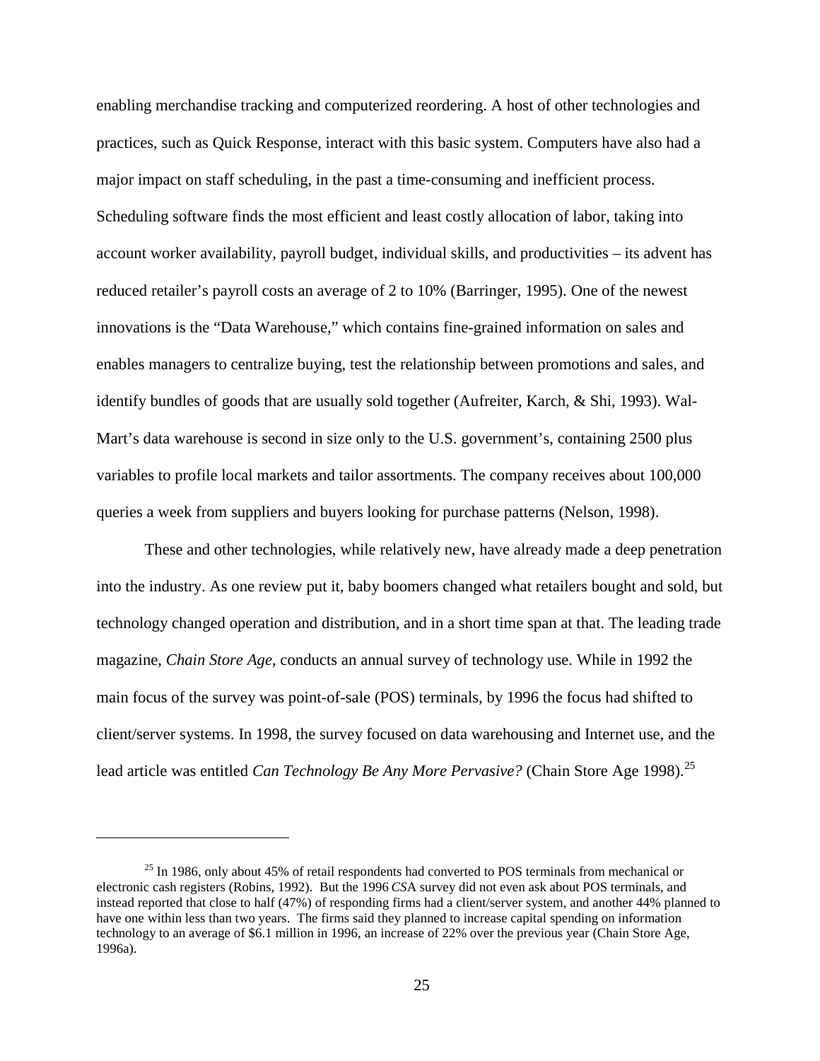enabling merchandise tracking and computerized reordering. A host of other technologies and practices, such as Quick Response, interact with this basic system. Computers have also had a major impact on staff scheduling, in the past a time-consuming and inefficient process. Scheduling software finds the most efficient and least costly allocation of labor, taking into account worker availability, payroll budget, individual skills, and productivities – its advent has reduced retailer's payroll costs an average of 2 to 10% (Barringer, 1995). One of the newest innovations is the "Data Warehouse," which contains fine-grained information on sales and enables managers to centralize buying, test the relationship between promotions and sales, and identify bundles of goods that are usually sold together (Aufreiter, Karch, & Shi, 1993). Wal-Mart's data warehouse is second in size only to the U.S. government's, containing 2500 plus variables to profile local markets and tailor assortments. The company receives about 100,000 queries a week from suppliers and buyers looking for purchase patterns (Nelson, 1998).

These and other technologies, while relatively new, have already made a deep penetration into the industry. As one review put it, baby boomers changed what retailers bought and sold, but technology changed operation and distribution, and in a short time span at that. The leading trade magazine, *Chain Store Age*, conducts an annual survey of technology use. While in 1992 the main focus of the survey was point-of-sale (POS) terminals, by 1996 the focus had shifted to client/server systems. In 1998, the survey focused on data warehousing and Internet use, and the lead article was entitled *Can Technology Be Any More Pervasive?* (Chain Store Age 1998).[25]

---

[25] In 1986, only about 45% of retail respondents had converted to POS terminals from mechanical or electronic cash registers (Robins, 1992). But the 1996 *CSA* survey did not even ask about POS terminals, and instead reported that close to half (47%) of responding firms had a client/server system, and another 44% planned to have one within less than two years. The firms said they planned to increase capital spending on information technology to an average of $6.1 million in 1996, an increase of 22% over the previous year (Chain Store Age, 1996a).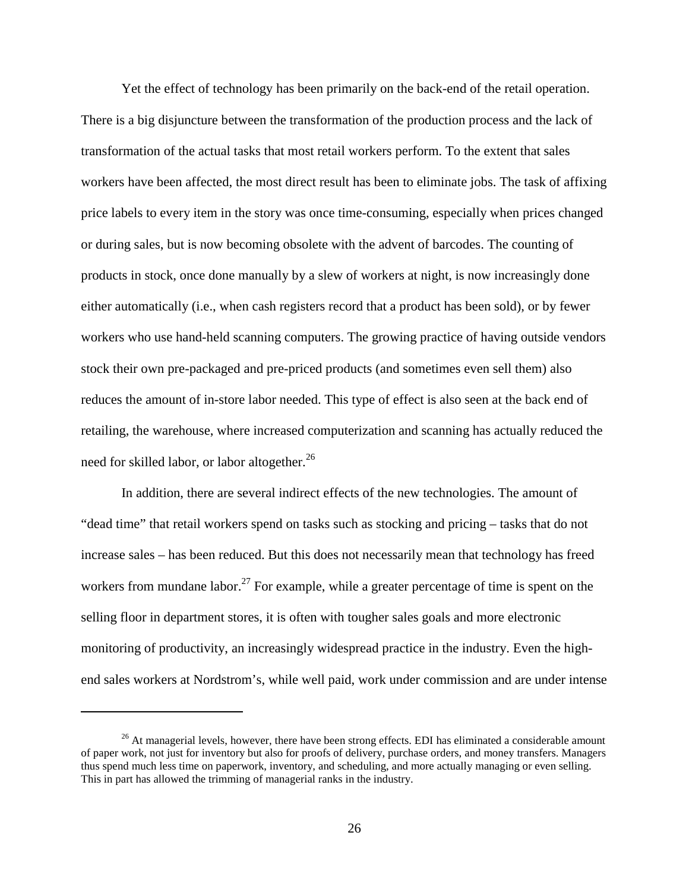Yet the effect of technology has been primarily on the back-end of the retail operation. There is a big disjuncture between the transformation of the production process and the lack of transformation of the actual tasks that most retail workers perform. To the extent that sales workers have been affected, the most direct result has been to eliminate jobs. The task of affixing price labels to every item in the story was once time-consuming, especially when prices changed or during sales, but is now becoming obsolete with the advent of barcodes. The counting of products in stock, once done manually by a slew of workers at night, is now increasingly done either automatically (i.e., when cash registers record that a product has been sold), or by fewer workers who use hand-held scanning computers. The growing practice of having outside vendors stock their own pre-packaged and pre-priced products (and sometimes even sell them) also reduces the amount of in-store labor needed. This type of effect is also seen at the back end of retailing, the warehouse, where increased computerization and scanning has actually reduced the need for skilled labor, or labor altogether.[26]

In addition, there are several indirect effects of the new technologies. The amount of "dead time" that retail workers spend on tasks such as stocking and pricing – tasks that do not increase sales – has been reduced. But this does not necessarily mean that technology has freed workers from mundane labor.[27] For example, while a greater percentage of time is spent on the selling floor in department stores, it is often with tougher sales goals and more electronic monitoring of productivity, an increasingly widespread practice in the industry. Even the high-end sales workers at Nordstrom's, while well paid, work under commission and are under intense

---

[26] At managerial levels, however, there have been strong effects. EDI has eliminated a considerable amount of paper work, not just for inventory but also for proofs of delivery, purchase orders, and money transfers. Managers thus spend much less time on paperwork, inventory, and scheduling, and more actually managing or even selling. This in part has allowed the trimming of managerial ranks in the industry.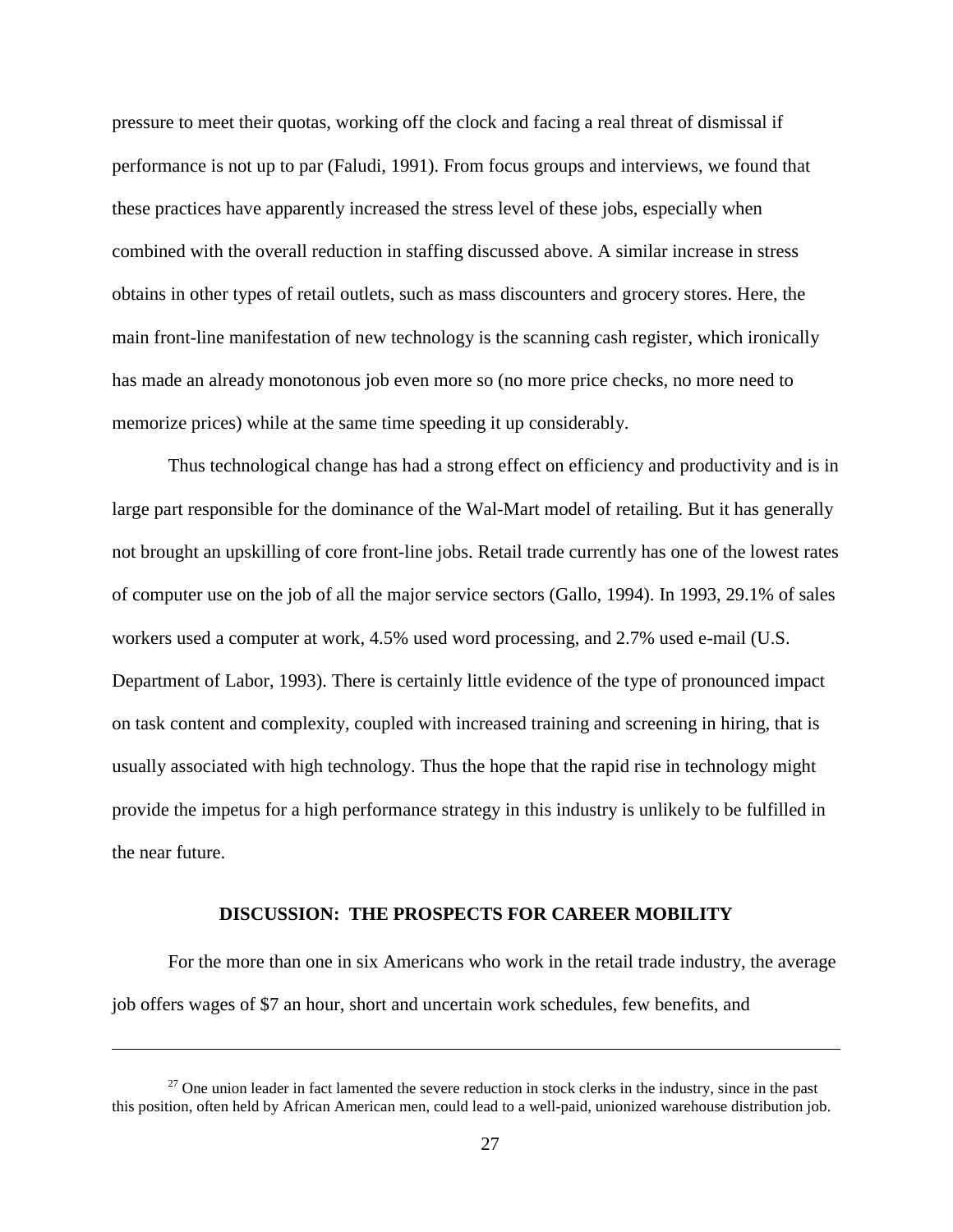pressure to meet their quotas, working off the clock and facing a real threat of dismissal if performance is not up to par (Faludi, 1991). From focus groups and interviews, we found that these practices have apparently increased the stress level of these jobs, especially when combined with the overall reduction in staffing discussed above. A similar increase in stress obtains in other types of retail outlets, such as mass discounters and grocery stores. Here, the main front-line manifestation of new technology is the scanning cash register, which ironically has made an already monotonous job even more so (no more price checks, no more need to memorize prices) while at the same time speeding it up considerably.

Thus technological change has had a strong effect on efficiency and productivity and is in large part responsible for the dominance of the Wal-Mart model of retailing. But it has generally not brought an upskilling of core front-line jobs. Retail trade currently has one of the lowest rates of computer use on the job of all the major service sectors (Gallo, 1994). In 1993, 29.1% of sales workers used a computer at work, 4.5% used word processing, and 2.7% used e-mail (U.S. Department of Labor, 1993). There is certainly little evidence of the type of pronounced impact on task content and complexity, coupled with increased training and screening in hiring, that is usually associated with high technology. Thus the hope that the rapid rise in technology might provide the impetus for a high performance strategy in this industry is unlikely to be fulfilled in the near future.

## DISCUSSION: THE PROSPECTS FOR CAREER MOBILITY

For the more than one in six Americans who work in the retail trade industry, the average job offers wages of $7 an hour, short and uncertain work schedules, few benefits, and

---

[27] One union leader in fact lamented the severe reduction in stock clerks in the industry, since in the past this position, often held by African American men, could lead to a well-paid, unionized warehouse distribution job.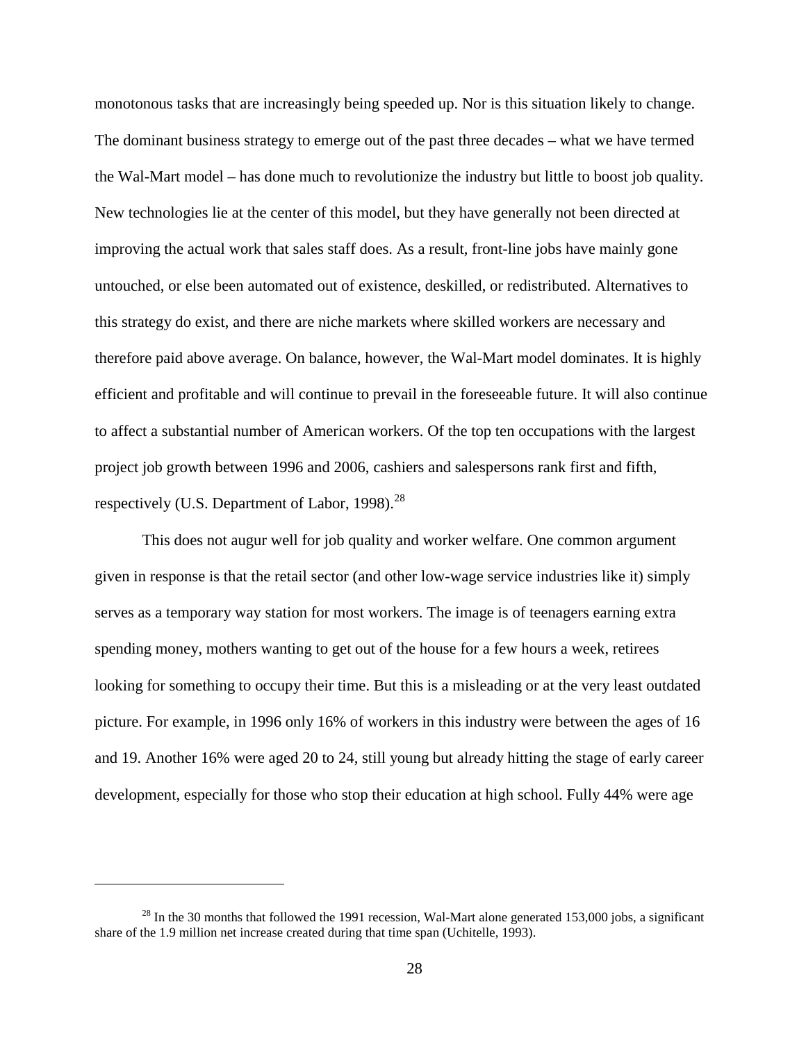monotonous tasks that are increasingly being speeded up. Nor is this situation likely to change. The dominant business strategy to emerge out of the past three decades – what we have termed the Wal-Mart model – has done much to revolutionize the industry but little to boost job quality. New technologies lie at the center of this model, but they have generally not been directed at improving the actual work that sales staff does. As a result, front-line jobs have mainly gone untouched, or else been automated out of existence, deskilled, or redistributed. Alternatives to this strategy do exist, and there are niche markets where skilled workers are necessary and therefore paid above average. On balance, however, the Wal-Mart model dominates. It is highly efficient and profitable and will continue to prevail in the foreseeable future. It will also continue to affect a substantial number of American workers. Of the top ten occupations with the largest project job growth between 1996 and 2006, cashiers and salespersons rank first and fifth, respectively (U.S. Department of Labor, 1998).[28]

This does not augur well for job quality and worker welfare. One common argument given in response is that the retail sector (and other low-wage service industries like it) simply serves as a temporary way station for most workers. The image is of teenagers earning extra spending money, mothers wanting to get out of the house for a few hours a week, retirees looking for something to occupy their time. But this is a misleading or at the very least outdated picture. For example, in 1996 only 16% of workers in this industry were between the ages of 16 and 19. Another 16% were aged 20 to 24, still young but already hitting the stage of early career development, especially for those who stop their education at high school. Fully 44% were age

---

[28] In the 30 months that followed the 1991 recession, Wal-Mart alone generated 153,000 jobs, a significant share of the 1.9 million net increase created during that time span (Uchitelle, 1993).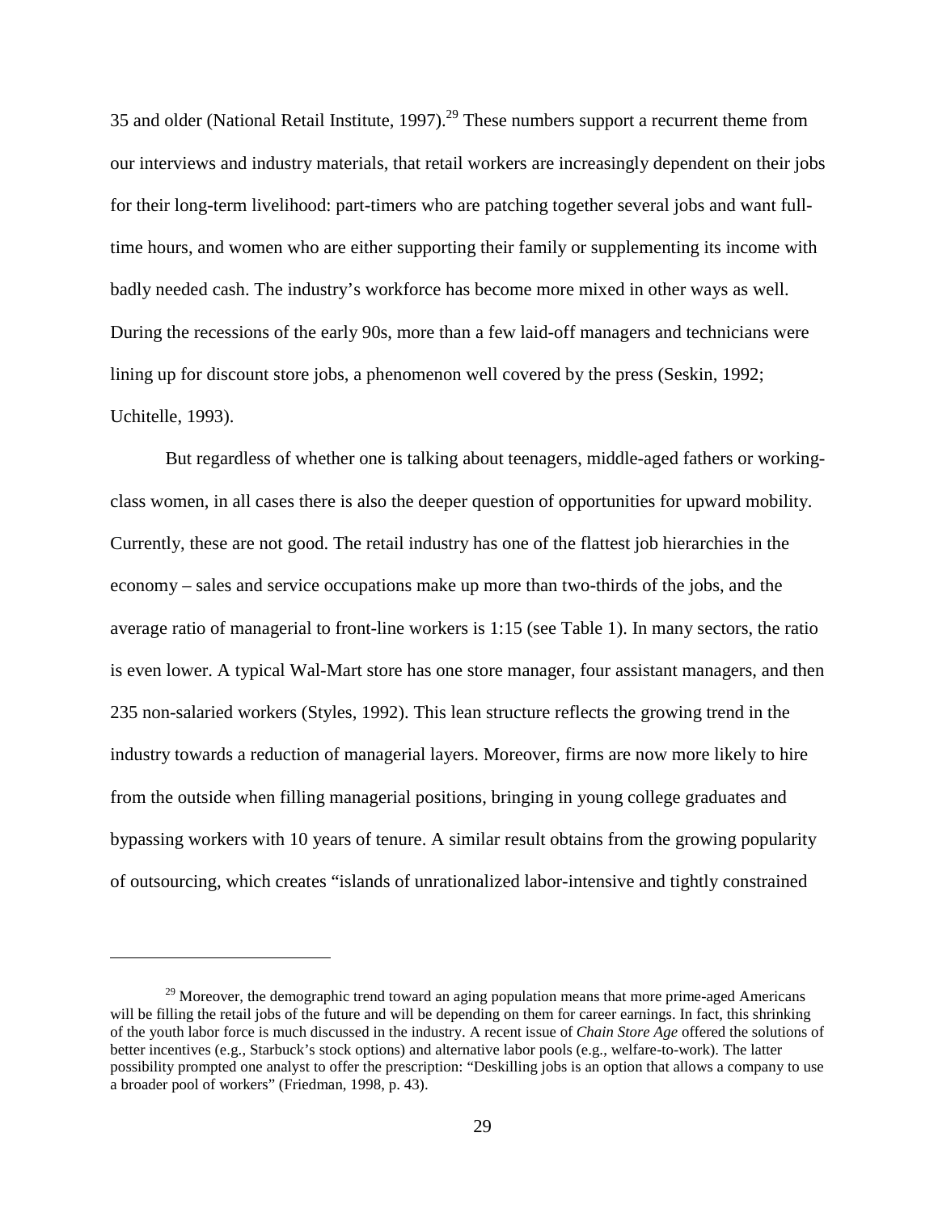35 and older (National Retail Institute, 1997).[29] These numbers support a recurrent theme from our interviews and industry materials, that retail workers are increasingly dependent on their jobs for their long-term livelihood: part-timers who are patching together several jobs and want full-time hours, and women who are either supporting their family or supplementing its income with badly needed cash. The industry's workforce has become more mixed in other ways as well. During the recessions of the early 90s, more than a few laid-off managers and technicians were lining up for discount store jobs, a phenomenon well covered by the press (Seskin, 1992; Uchitelle, 1993).

But regardless of whether one is talking about teenagers, middle-aged fathers or working-class women, in all cases there is also the deeper question of opportunities for upward mobility. Currently, these are not good. The retail industry has one of the flattest job hierarchies in the economy – sales and service occupations make up more than two-thirds of the jobs, and the average ratio of managerial to front-line workers is 1:15 (see Table 1). In many sectors, the ratio is even lower. A typical Wal-Mart store has one store manager, four assistant managers, and then 235 non-salaried workers (Styles, 1992). This lean structure reflects the growing trend in the industry towards a reduction of managerial layers. Moreover, firms are now more likely to hire from the outside when filling managerial positions, bringing in young college graduates and bypassing workers with 10 years of tenure. A similar result obtains from the growing popularity of outsourcing, which creates "islands of unrationalized labor-intensive and tightly constrained

---

[29] Moreover, the demographic trend toward an aging population means that more prime-aged Americans will be filling the retail jobs of the future and will be depending on them for career earnings. In fact, this shrinking of the youth labor force is much discussed in the industry. A recent issue of *Chain Store Age* offered the solutions of better incentives (e.g., Starbuck's stock options) and alternative labor pools (e.g., welfare-to-work). The latter possibility prompted one analyst to offer the prescription: "Deskilling jobs is an option that allows a company to use a broader pool of workers" (Friedman, 1998, p. 43).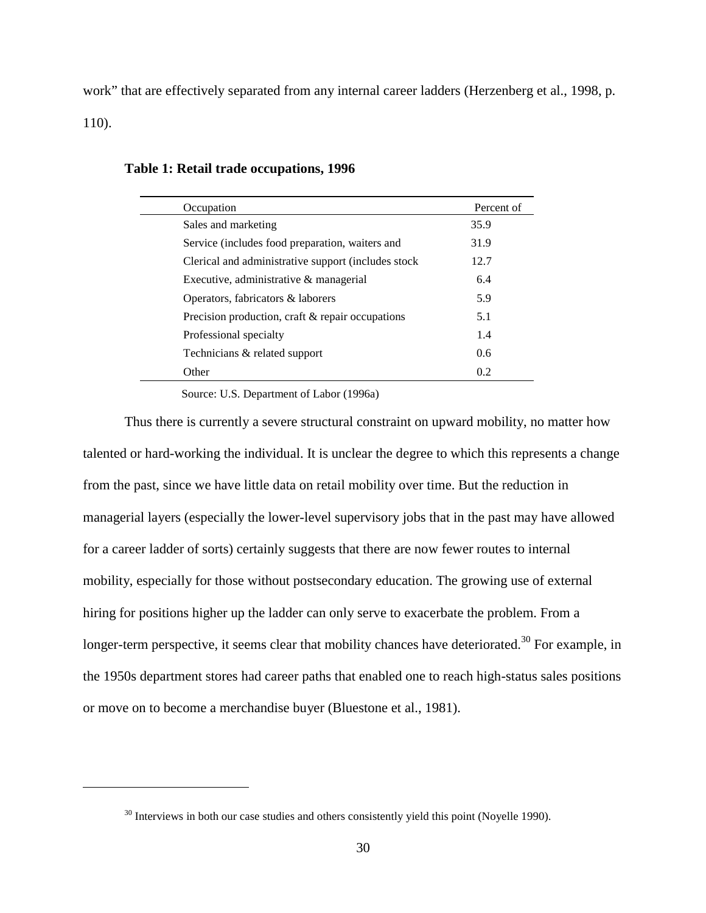work" that are effectively separated from any internal career ladders (Herzenberg et al., 1998, p. 110).

**Table 1: Retail trade occupations, 1996**

| Occupation | Percent of |
|---|---|
| Sales and marketing | 35.9 |
| Service (includes food preparation, waiters and | 31.9 |
| Clerical and administrative support (includes stock | 12.7 |
| Executive, administrative & managerial | 6.4 |
| Operators, fabricators & laborers | 5.9 |
| Precision production, craft & repair occupations | 5.1 |
| Professional specialty | 1.4 |
| Technicians & related support | 0.6 |
| Other | 0.2 |

Source: U.S. Department of Labor (1996a)

Thus there is currently a severe structural constraint on upward mobility, no matter how talented or hard-working the individual. It is unclear the degree to which this represents a change from the past, since we have little data on retail mobility over time. But the reduction in managerial layers (especially the lower-level supervisory jobs that in the past may have allowed for a career ladder of sorts) certainly suggests that there are now fewer routes to internal mobility, especially for those without postsecondary education. The growing use of external hiring for positions higher up the ladder can only serve to exacerbate the problem. From a longer-term perspective, it seems clear that mobility chances have deteriorated.[30] For example, in the 1950s department stores had career paths that enabled one to reach high-status sales positions or move on to become a merchandise buyer (Bluestone et al., 1981).

[30] Interviews in both our case studies and others consistently yield this point (Noyelle 1990).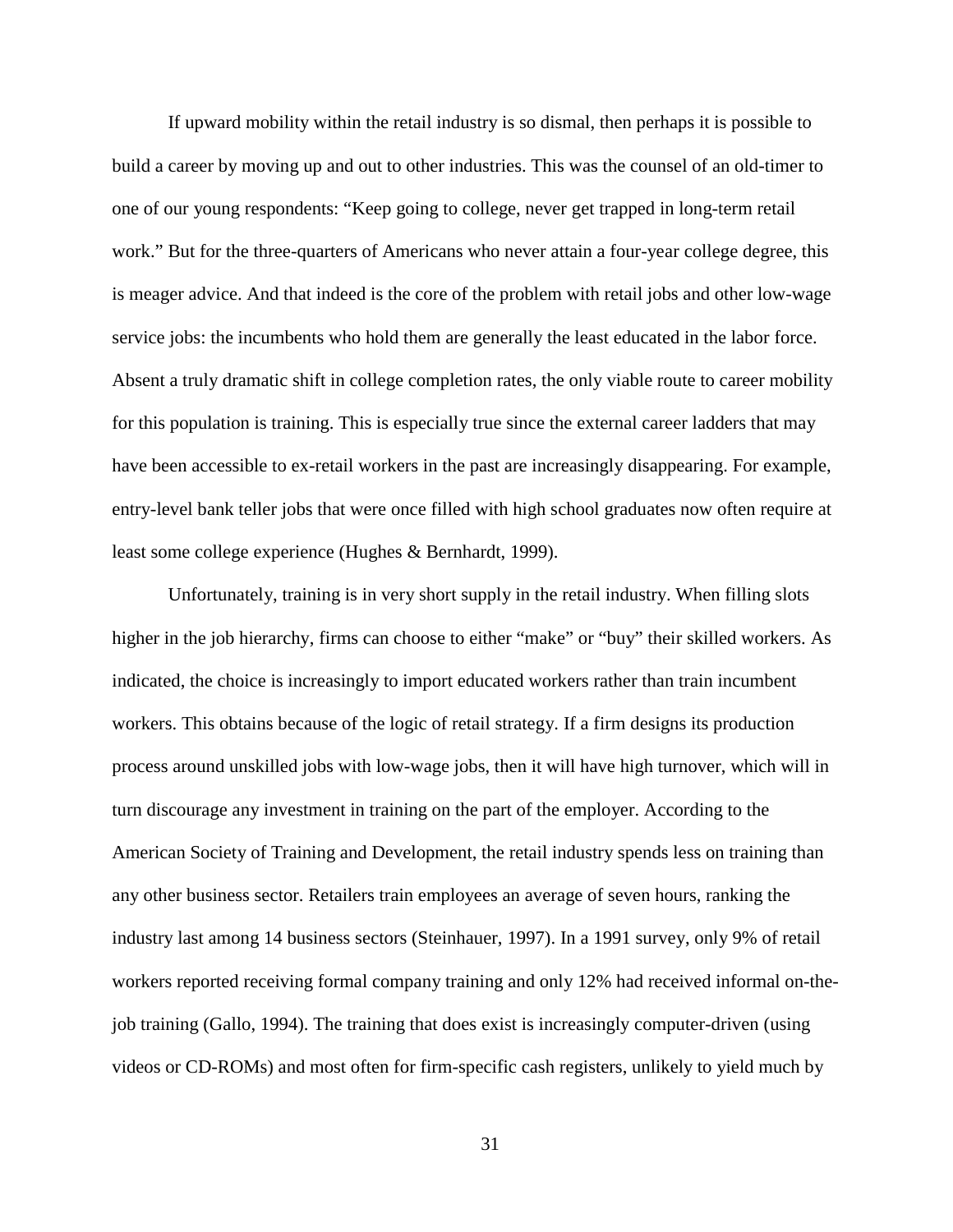If upward mobility within the retail industry is so dismal, then perhaps it is possible to build a career by moving up and out to other industries. This was the counsel of an old-timer to one of our young respondents: "Keep going to college, never get trapped in long-term retail work." But for the three-quarters of Americans who never attain a four-year college degree, this is meager advice. And that indeed is the core of the problem with retail jobs and other low-wage service jobs: the incumbents who hold them are generally the least educated in the labor force. Absent a truly dramatic shift in college completion rates, the only viable route to career mobility for this population is training. This is especially true since the external career ladders that may have been accessible to ex-retail workers in the past are increasingly disappearing. For example, entry-level bank teller jobs that were once filled with high school graduates now often require at least some college experience (Hughes & Bernhardt, 1999).

Unfortunately, training is in very short supply in the retail industry. When filling slots higher in the job hierarchy, firms can choose to either "make" or "buy" their skilled workers. As indicated, the choice is increasingly to import educated workers rather than train incumbent workers. This obtains because of the logic of retail strategy. If a firm designs its production process around unskilled jobs with low-wage jobs, then it will have high turnover, which will in turn discourage any investment in training on the part of the employer. According to the American Society of Training and Development, the retail industry spends less on training than any other business sector. Retailers train employees an average of seven hours, ranking the industry last among 14 business sectors (Steinhauer, 1997). In a 1991 survey, only 9% of retail workers reported receiving formal company training and only 12% had received informal on-the-job training (Gallo, 1994). The training that does exist is increasingly computer-driven (using videos or CD-ROMs) and most often for firm-specific cash registers, unlikely to yield much by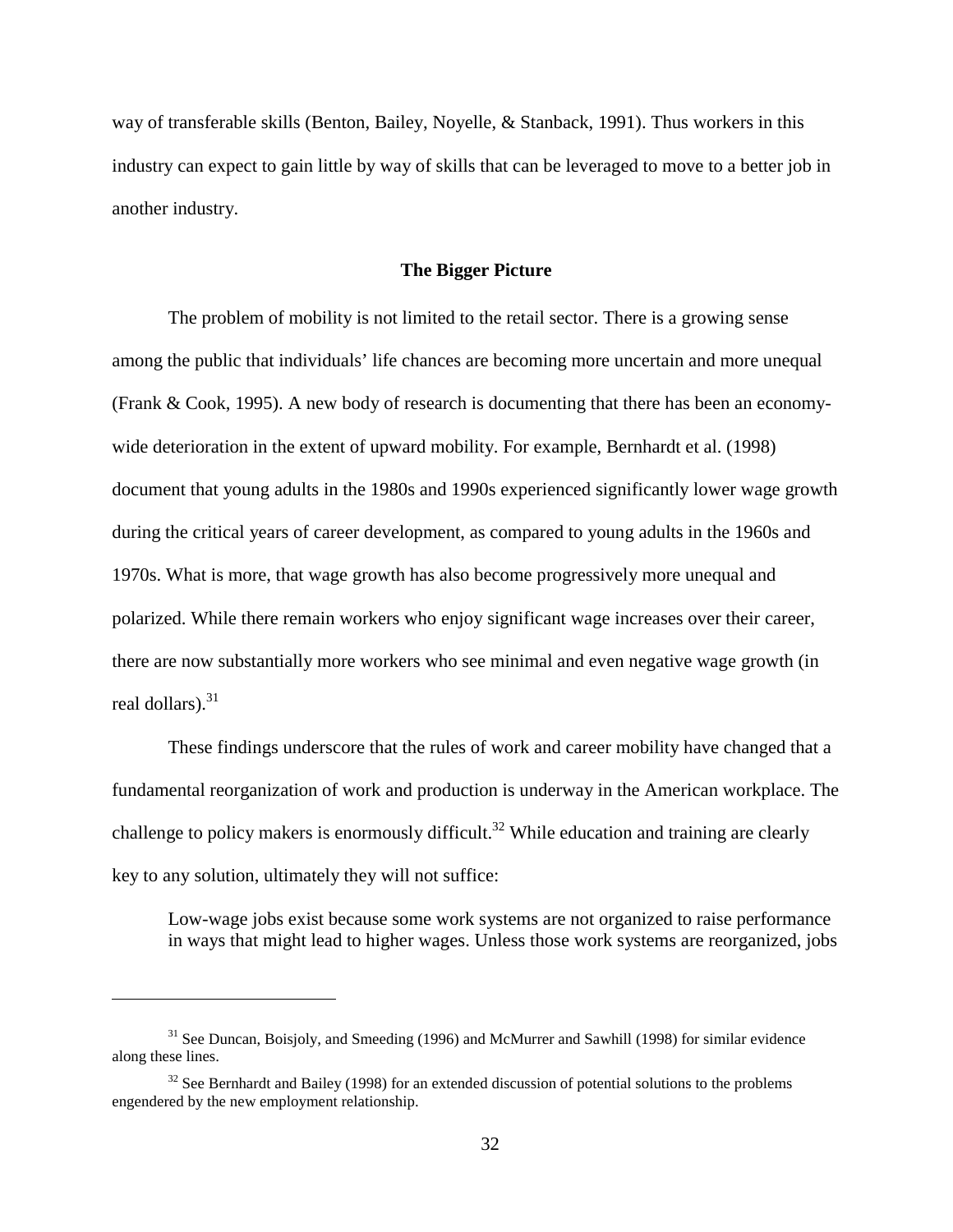way of transferable skills (Benton, Bailey, Noyelle, & Stanback, 1991). Thus workers in this industry can expect to gain little by way of skills that can be leveraged to move to a better job in another industry.

## The Bigger Picture

The problem of mobility is not limited to the retail sector. There is a growing sense among the public that individuals' life chances are becoming more uncertain and more unequal (Frank & Cook, 1995). A new body of research is documenting that there has been an economy-wide deterioration in the extent of upward mobility. For example, Bernhardt et al. (1998) document that young adults in the 1980s and 1990s experienced significantly lower wage growth during the critical years of career development, as compared to young adults in the 1960s and 1970s. What is more, that wage growth has also become progressively more unequal and polarized. While there remain workers who enjoy significant wage increases over their career, there are now substantially more workers who see minimal and even negative wage growth (in real dollars).[31]

These findings underscore that the rules of work and career mobility have changed that a fundamental reorganization of work and production is underway in the American workplace. The challenge to policy makers is enormously difficult.[32] While education and training are clearly key to any solution, ultimately they will not suffice:

> Low-wage jobs exist because some work systems are not organized to raise performance in ways that might lead to higher wages. Unless those work systems are reorganized, jobs

---

[31] See Duncan, Boisjoly, and Smeeding (1996) and McMurrer and Sawhill (1998) for similar evidence along these lines.

[32] See Bernhardt and Bailey (1998) for an extended discussion of potential solutions to the problems engendered by the new employment relationship.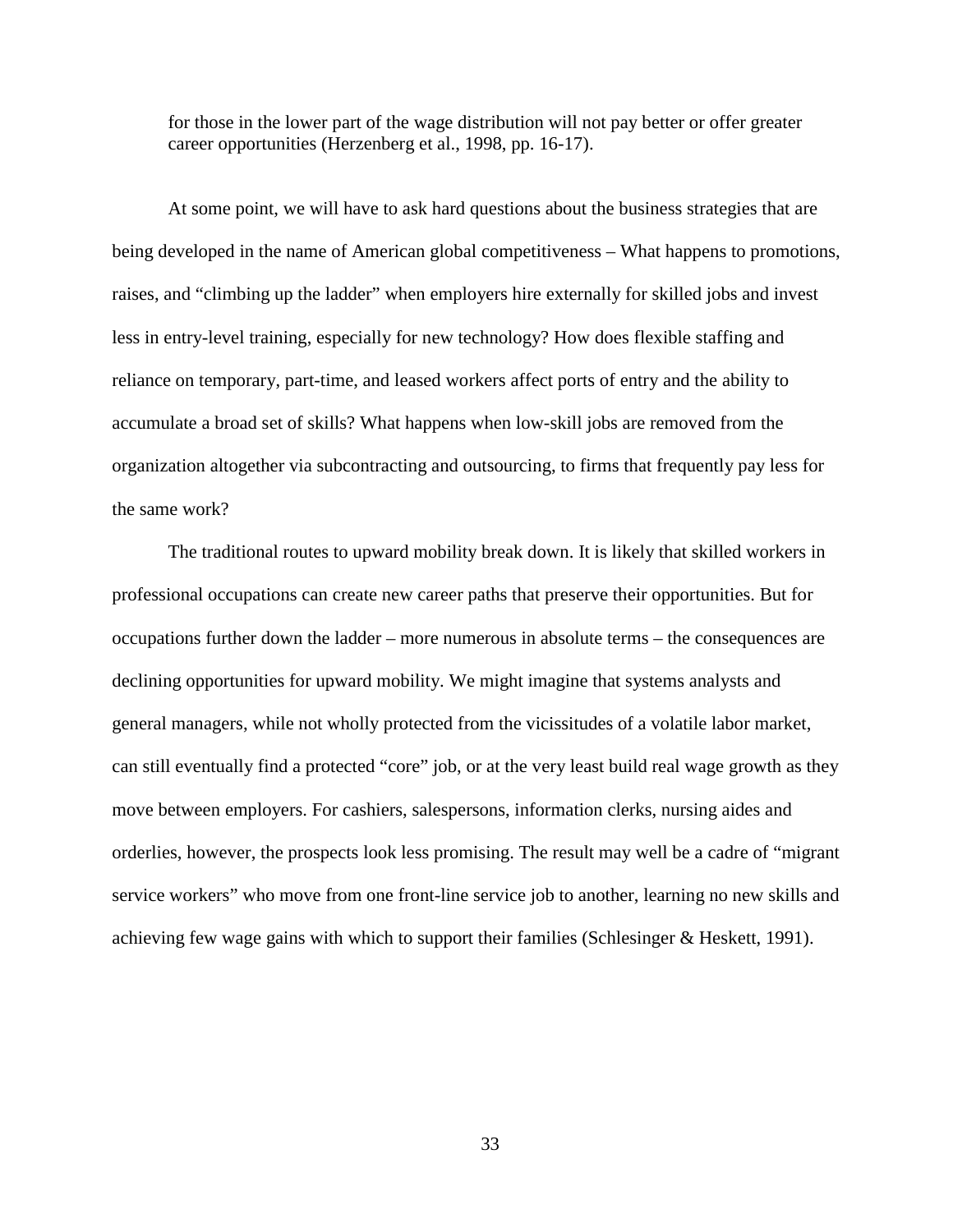> for those in the lower part of the wage distribution will not pay better or offer greater career opportunities (Herzenberg et al., 1998, pp. 16-17).

At some point, we will have to ask hard questions about the business strategies that are being developed in the name of American global competitiveness – What happens to promotions, raises, and "climbing up the ladder" when employers hire externally for skilled jobs and invest less in entry-level training, especially for new technology? How does flexible staffing and reliance on temporary, part-time, and leased workers affect ports of entry and the ability to accumulate a broad set of skills? What happens when low-skill jobs are removed from the organization altogether via subcontracting and outsourcing, to firms that frequently pay less for the same work?

The traditional routes to upward mobility break down. It is likely that skilled workers in professional occupations can create new career paths that preserve their opportunities. But for occupations further down the ladder – more numerous in absolute terms – the consequences are declining opportunities for upward mobility. We might imagine that systems analysts and general managers, while not wholly protected from the vicissitudes of a volatile labor market, can still eventually find a protected "core" job, or at the very least build real wage growth as they move between employers. For cashiers, salespersons, information clerks, nursing aides and orderlies, however, the prospects look less promising. The result may well be a cadre of "migrant service workers" who move from one front-line service job to another, learning no new skills and achieving few wage gains with which to support their families (Schlesinger & Heskett, 1991).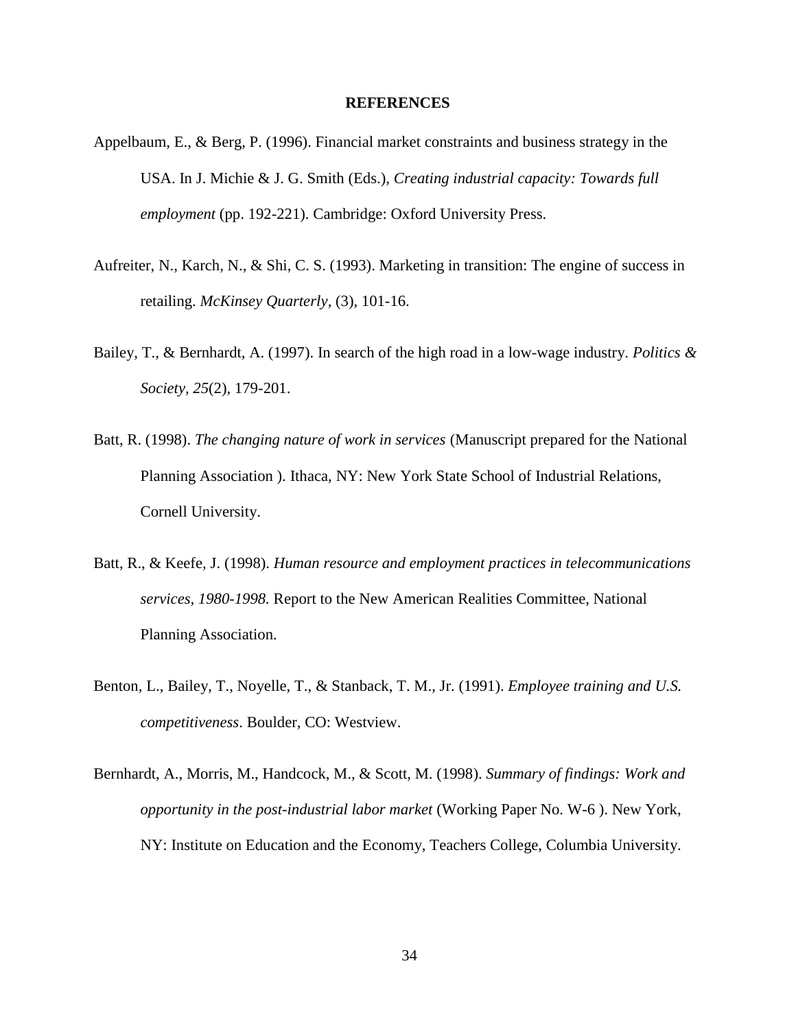**REFERENCES**

Appelbaum, E., & Berg, P. (1996). Financial market constraints and business strategy in the USA. In J. Michie & J. G. Smith (Eds.), *Creating industrial capacity: Towards full employment* (pp. 192-221). Cambridge: Oxford University Press.

Aufreiter, N., Karch, N., & Shi, C. S. (1993). Marketing in transition: The engine of success in retailing. *McKinsey Quarterly*, (3), 101-16.

Bailey, T., & Bernhardt, A. (1997). In search of the high road in a low-wage industry. *Politics & Society, 25*(2), 179-201.

Batt, R. (1998). *The changing nature of work in services* (Manuscript prepared for the National Planning Association ). Ithaca, NY: New York State School of Industrial Relations, Cornell University.

Batt, R., & Keefe, J. (1998). *Human resource and employment practices in telecommunications services, 1980-1998.* Report to the New American Realities Committee, National Planning Association.

Benton, L., Bailey, T., Noyelle, T., & Stanback, T. M., Jr. (1991). *Employee training and U.S. competitiveness*. Boulder, CO: Westview.

Bernhardt, A., Morris, M., Handcock, M., & Scott, M. (1998). *Summary of findings: Work and opportunity in the post-industrial labor market* (Working Paper No. W-6 ). New York, NY: Institute on Education and the Economy, Teachers College, Columbia University.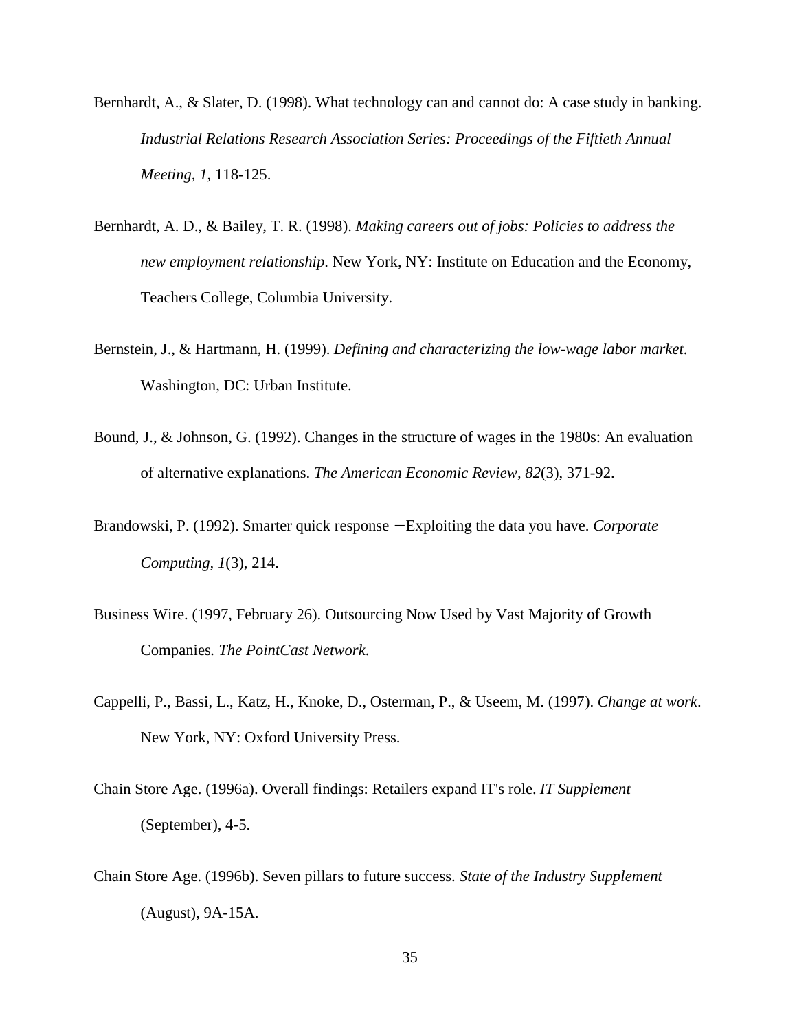Bernhardt, A., & Slater, D. (1998). What technology can and cannot do: A case study in banking. *Industrial Relations Research Association Series: Proceedings of the Fiftieth Annual Meeting, 1*, 118-125.

Bernhardt, A. D., & Bailey, T. R. (1998). *Making careers out of jobs: Policies to address the new employment relationship*. New York, NY: Institute on Education and the Economy, Teachers College, Columbia University.

Bernstein, J., & Hartmann, H. (1999). *Defining and characterizing the low-wage labor market*. Washington, DC: Urban Institute.

Bound, J., & Johnson, G. (1992). Changes in the structure of wages in the 1980s: An evaluation of alternative explanations. *The American Economic Review, 82*(3), 371-92.

Brandowski, P. (1992). Smarter quick response – Exploiting the data you have. *Corporate Computing, 1*(3), 214.

Business Wire. (1997, February 26). Outsourcing Now Used by Vast Majority of Growth Companies*. The PointCast Network*.

Cappelli, P., Bassi, L., Katz, H., Knoke, D., Osterman, P., & Useem, M. (1997). *Change at work*. New York, NY: Oxford University Press.

Chain Store Age. (1996a). Overall findings: Retailers expand IT's role. *IT Supplement* (September), 4-5.

Chain Store Age. (1996b). Seven pillars to future success. *State of the Industry Supplement* (August), 9A-15A.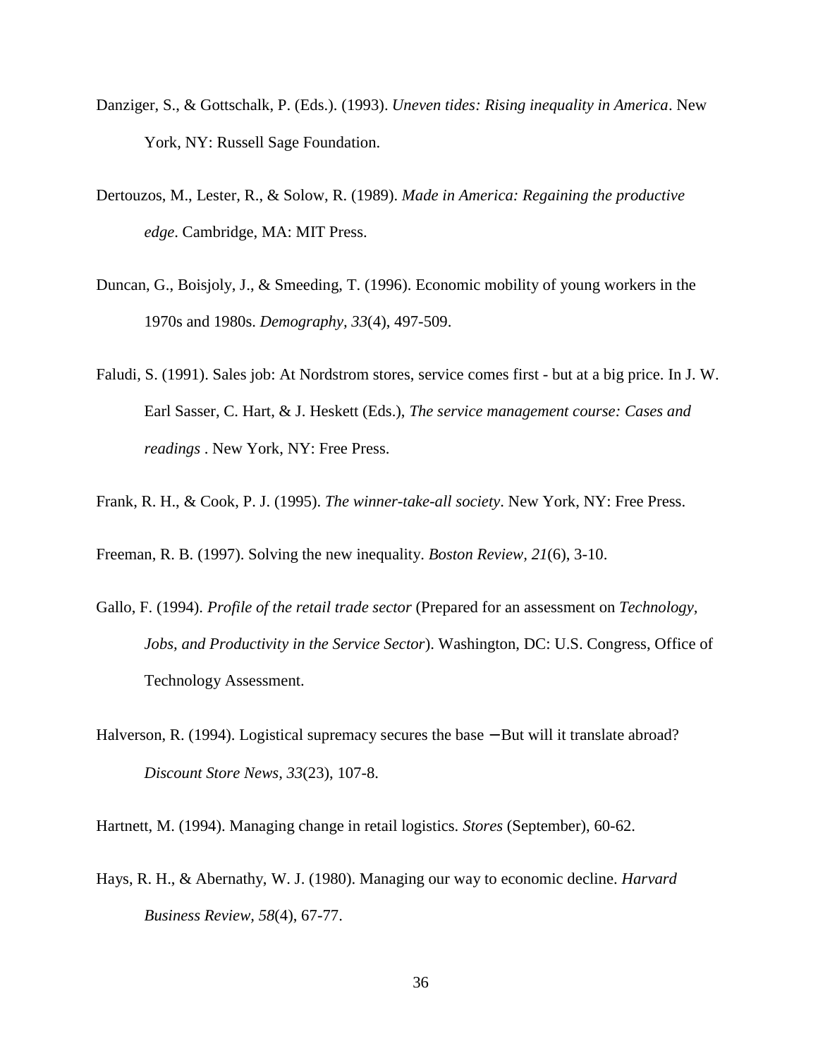Danziger, S., & Gottschalk, P. (Eds.). (1993). *Uneven tides: Rising inequality in America*. New York, NY: Russell Sage Foundation.

Dertouzos, M., Lester, R., & Solow, R. (1989). *Made in America: Regaining the productive edge*. Cambridge, MA: MIT Press.

Duncan, G., Boisjoly, J., & Smeeding, T. (1996). Economic mobility of young workers in the 1970s and 1980s. *Demography, 33*(4), 497-509.

Faludi, S. (1991). Sales job: At Nordstrom stores, service comes first - but at a big price. In J. W. Earl Sasser, C. Hart, & J. Heskett (Eds.), *The service management course: Cases and readings* . New York, NY: Free Press.

Frank, R. H., & Cook, P. J. (1995). *The winner-take-all society*. New York, NY: Free Press.

Freeman, R. B. (1997). Solving the new inequality. *Boston Review*, *21*(6), 3-10.

Gallo, F. (1994). *Profile of the retail trade sector* (Prepared for an assessment on *Technology, Jobs, and Productivity in the Service Sector*). Washington, DC: U.S. Congress, Office of Technology Assessment.

Halverson, R. (1994). Logistical supremacy secures the base −But will it translate abroad? *Discount Store News*, *33*(23), 107-8.

Hartnett, M. (1994). Managing change in retail logistics. *Stores* (September), 60-62.

Hays, R. H., & Abernathy, W. J. (1980). Managing our way to economic decline. *Harvard Business Review*, *58*(4), 67-77.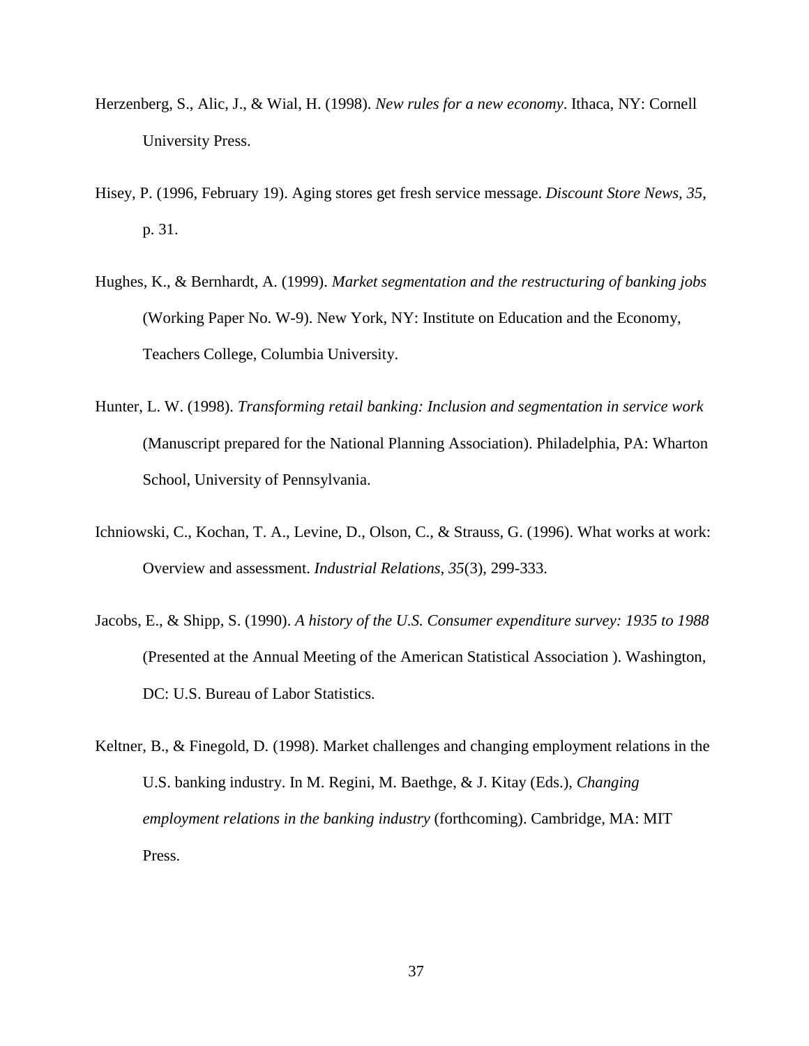Herzenberg, S., Alic, J., & Wial, H. (1998). *New rules for a new economy*. Ithaca, NY: Cornell University Press.

Hisey, P. (1996, February 19). Aging stores get fresh service message. *Discount Store News, 35*, p. 31.

Hughes, K., & Bernhardt, A. (1999). *Market segmentation and the restructuring of banking jobs* (Working Paper No. W-9). New York, NY: Institute on Education and the Economy, Teachers College, Columbia University.

Hunter, L. W. (1998). *Transforming retail banking: Inclusion and segmentation in service work* (Manuscript prepared for the National Planning Association). Philadelphia, PA: Wharton School, University of Pennsylvania.

Ichniowski, C., Kochan, T. A., Levine, D., Olson, C., & Strauss, G. (1996). What works at work: Overview and assessment. *Industrial Relations*, *35*(3), 299-333.

Jacobs, E., & Shipp, S. (1990). *A history of the U.S. Consumer expenditure survey: 1935 to 1988* (Presented at the Annual Meeting of the American Statistical Association ). Washington, DC: U.S. Bureau of Labor Statistics.

Keltner, B., & Finegold, D. (1998). Market challenges and changing employment relations in the U.S. banking industry. In M. Regini, M. Baethge, & J. Kitay (Eds.), *Changing employment relations in the banking industry* (forthcoming). Cambridge, MA: MIT Press.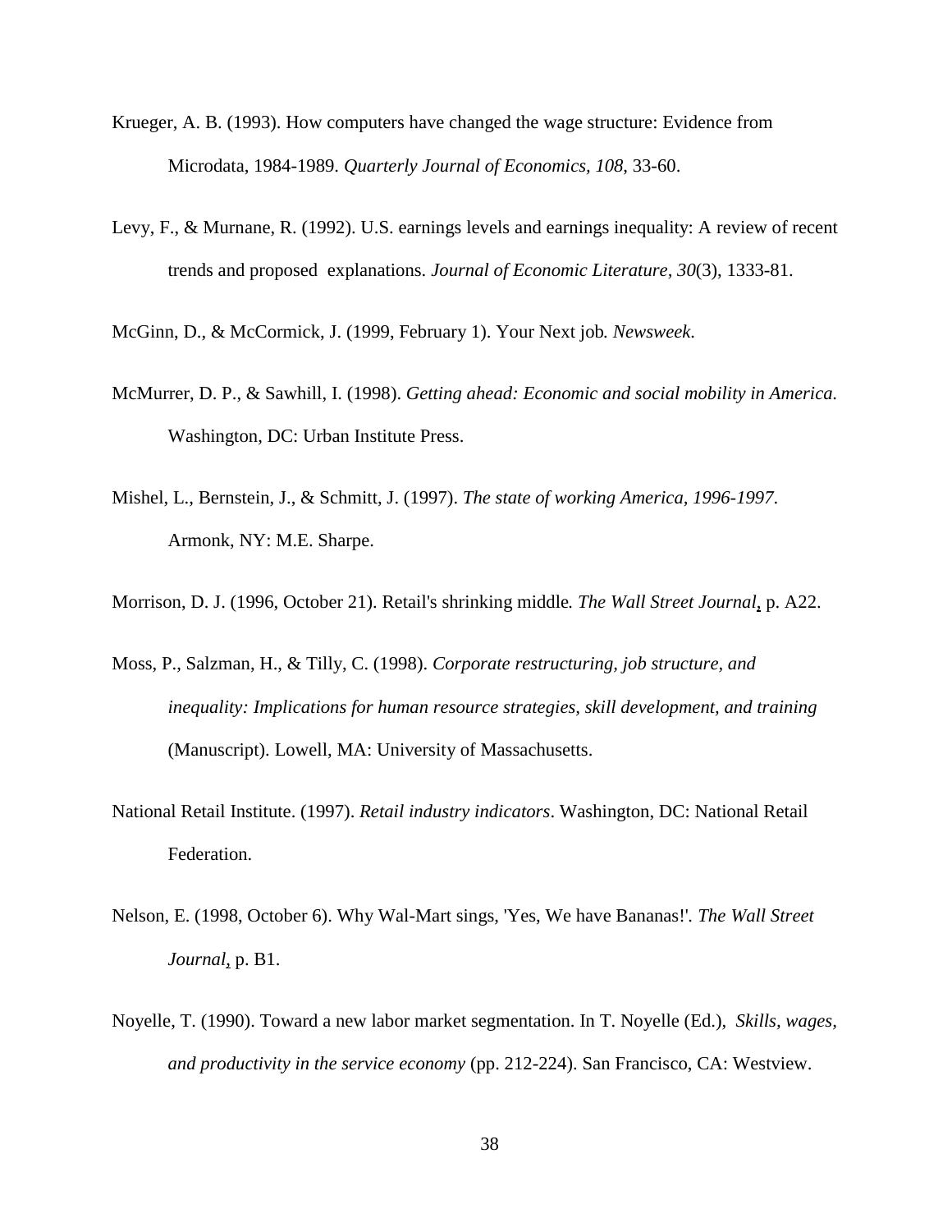Krueger, A. B. (1993). How computers have changed the wage structure: Evidence from Microdata, 1984-1989. *Quarterly Journal of Economics, 108*, 33-60.

Levy, F., & Murnane, R. (1992). U.S. earnings levels and earnings inequality: A review of recent trends and proposed explanations. *Journal of Economic Literature, 30*(3), 1333-81.

McGinn, D., & McCormick, J. (1999, February 1). Your Next job*. Newsweek*.

McMurrer, D. P., & Sawhill, I. (1998). *Getting ahead: Economic and social mobility in America*. Washington, DC: Urban Institute Press.

Mishel, L., Bernstein, J., & Schmitt, J. (1997). *The state of working America, 1996-1997*. Armonk, NY: M.E. Sharpe.

Morrison, D. J. (1996, October 21). Retail's shrinking middle*. The Wall Street Journal*, p. A22.

Moss, P., Salzman, H., & Tilly, C. (1998). *Corporate restructuring, job structure, and inequality: Implications for human resource strategies, skill development, and training* (Manuscript). Lowell, MA: University of Massachusetts.

National Retail Institute. (1997). *Retail industry indicators*. Washington, DC: National Retail Federation.

Nelson, E. (1998, October 6). Why Wal-Mart sings, 'Yes, We have Bananas!'*. The Wall Street Journal*, p. B1.

Noyelle, T. (1990). Toward a new labor market segmentation. In T. Noyelle (Ed.), *Skills, wages, and productivity in the service economy* (pp. 212-224). San Francisco, CA: Westview.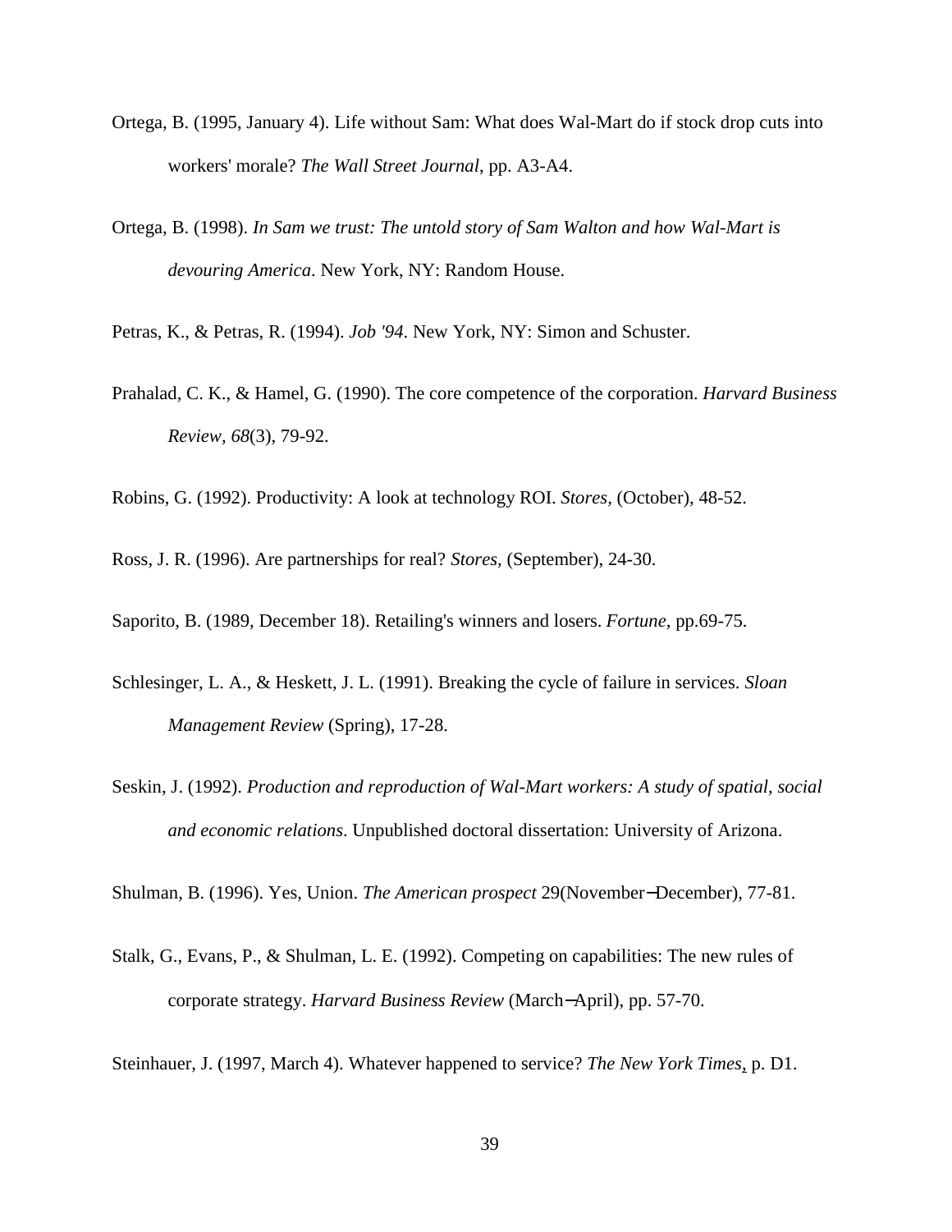Ortega, B. (1995, January 4). Life without Sam: What does Wal-Mart do if stock drop cuts into workers' morale? *The Wall Street Journal*, pp. A3-A4.

Ortega, B. (1998). *In Sam we trust: The untold story of Sam Walton and how Wal-Mart is devouring America*. New York, NY: Random House.

Petras, K., & Petras, R. (1994). *Job '94*. New York, NY: Simon and Schuster.

Prahalad, C. K., & Hamel, G. (1990). The core competence of the corporation. *Harvard Business Review, 68*(3), 79-92.

Robins, G. (1992). Productivity: A look at technology ROI. *Stores,* (October), 48-52.

Ross, J. R. (1996). Are partnerships for real? *Stores,* (September), 24-30.

Saporito, B. (1989, December 18). Retailing's winners and losers. *Fortune*, pp.69-75.

Schlesinger, L. A., & Heskett, J. L. (1991). Breaking the cycle of failure in services. *Sloan Management Review* (Spring), 17-28.

Seskin, J. (1992). *Production and reproduction of Wal-Mart workers: A study of spatial, social and economic relations*. Unpublished doctoral dissertation: University of Arizona.

Shulman, B. (1996). Yes, Union. *The American prospect* 29(November−December), 77-81.

Stalk, G., Evans, P., & Shulman, L. E. (1992). Competing on capabilities: The new rules of corporate strategy. *Harvard Business Review* (March−April), pp. 57-70.

Steinhauer, J. (1997, March 4). Whatever happened to service? *The New York Times*, p. D1.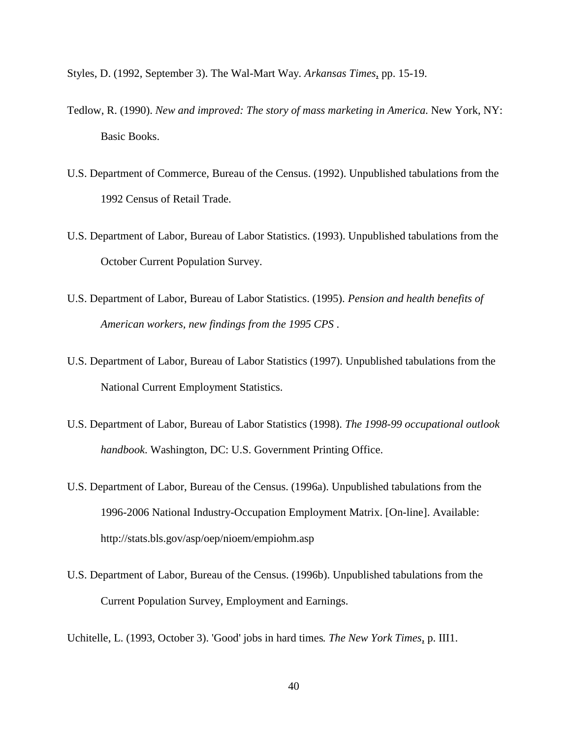Styles, D. (1992, September 3). The Wal-Mart Way. *Arkansas Times*, pp. 15-19.

Tedlow, R. (1990). *New and improved: The story of mass marketing in America*. New York, NY: Basic Books.

U.S. Department of Commerce, Bureau of the Census. (1992). Unpublished tabulations from the 1992 Census of Retail Trade.

U.S. Department of Labor, Bureau of Labor Statistics. (1993). Unpublished tabulations from the October Current Population Survey.

U.S. Department of Labor, Bureau of Labor Statistics. (1995). *Pension and health benefits of American workers, new findings from the 1995 CPS* .

U.S. Department of Labor, Bureau of Labor Statistics (1997). Unpublished tabulations from the National Current Employment Statistics.

U.S. Department of Labor, Bureau of Labor Statistics (1998). *The 1998-99 occupational outlook handbook*. Washington, DC: U.S. Government Printing Office.

U.S. Department of Labor, Bureau of the Census. (1996a). Unpublished tabulations from the 1996-2006 National Industry-Occupation Employment Matrix. [On-line]. Available: http://stats.bls.gov/asp/oep/nioem/empiohm.asp

U.S. Department of Labor, Bureau of the Census. (1996b). Unpublished tabulations from the Current Population Survey, Employment and Earnings.

Uchitelle, L. (1993, October 3). 'Good' jobs in hard times*. The New York Times*, p. III1.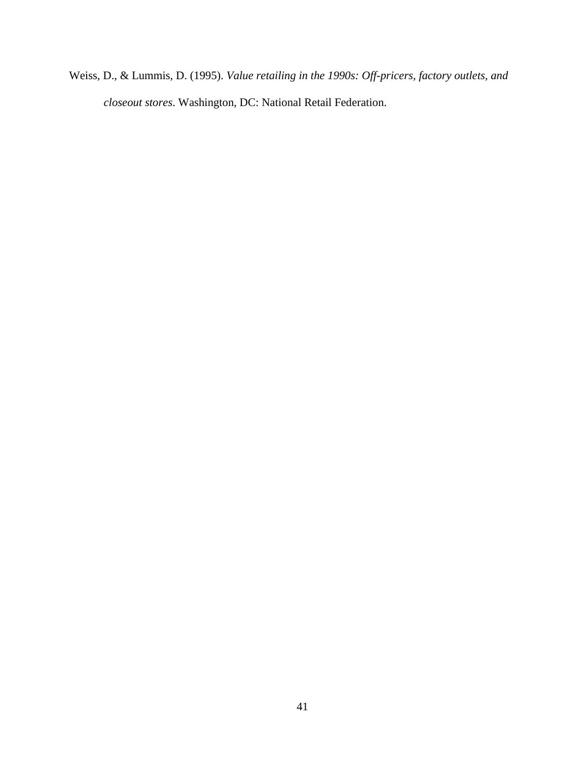Weiss, D., & Lummis, D. (1995). *Value retailing in the 1990s: Off-pricers, factory outlets, and closeout stores*. Washington, DC: National Retail Federation.